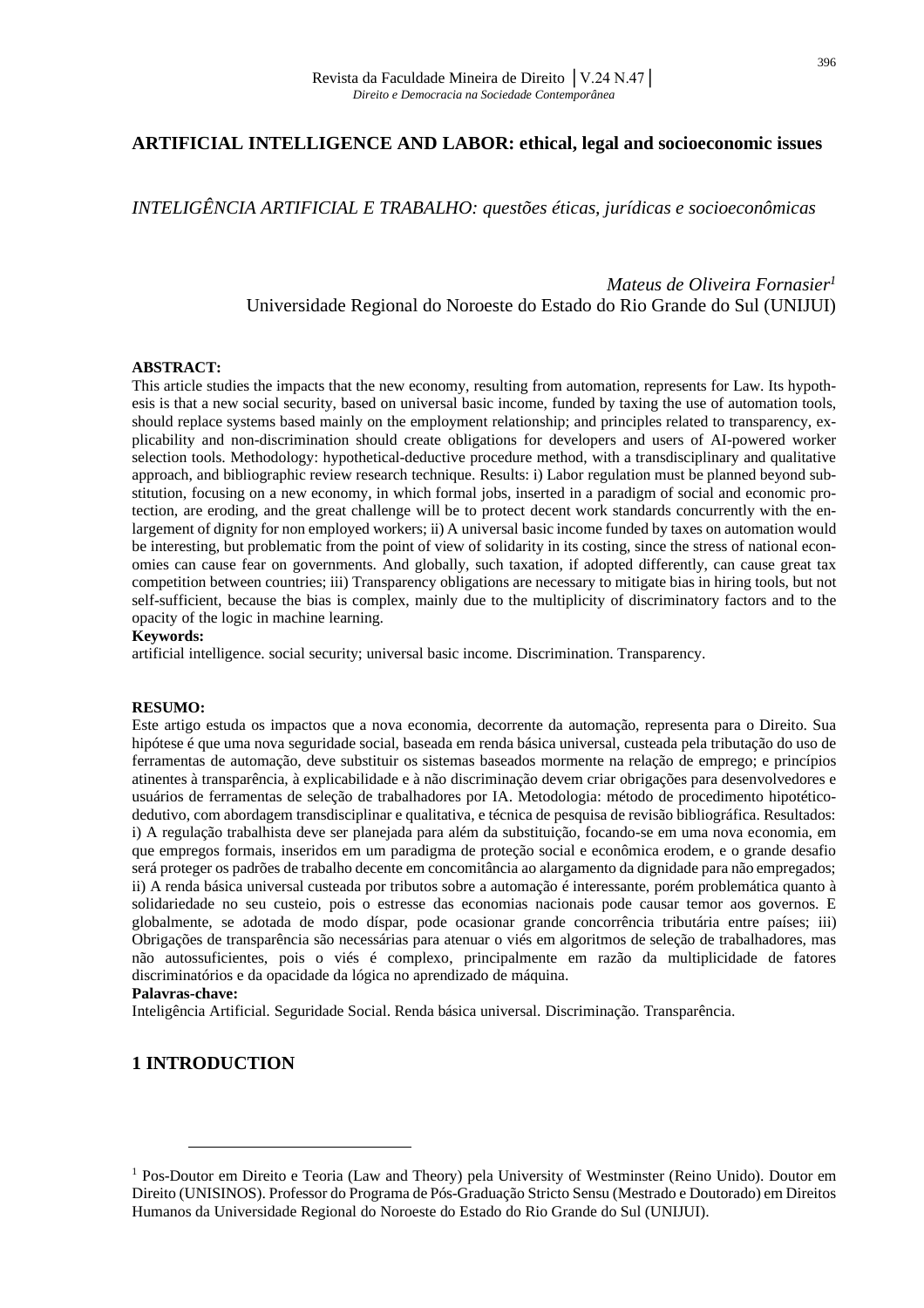# ARTIFICIAL INTELLIGENCE AND LABOR: ethical, legal and socioeconomic issues

*INTELIGÊNCIA ARTIFICIAL E TRABALHO: questões éticas, jurídicas e socioeconômicas*

*Mateus de Oliveira Fornasier*[1]
Universidade Regional do Noroeste do Estado do Rio Grande do Sul (UNIJUI)

**ABSTRACT:**
This article studies the impacts that the new economy, resulting from automation, represents for Law. Its hypothesis is that a new social security, based on universal basic income, funded by taxing the use of automation tools, should replace systems based mainly on the employment relationship; and principles related to transparency, explicability and non-discrimination should create obligations for developers and users of AI-powered worker selection tools. Methodology: hypothetical-deductive procedure method, with a transdisciplinary and qualitative approach, and bibliographic review research technique. Results: i) Labor regulation must be planned beyond substitution, focusing on a new economy, in which formal jobs, inserted in a paradigm of social and economic protection, are eroding, and the great challenge will be to protect decent work standards concurrently with the enlargement of dignity for non employed workers; ii) A universal basic income funded by taxes on automation would be interesting, but problematic from the point of view of solidarity in its costing, since the stress of national economies can cause fear on governments. And globally, such taxation, if adopted differently, can cause great tax competition between countries; iii) Transparency obligations are necessary to mitigate bias in hiring tools, but not self-sufficient, because the bias is complex, mainly due to the multiplicity of discriminatory factors and to the opacity of the logic in machine learning.
**Keywords:**
artificial intelligence. social security; universal basic income. Discrimination. Transparency.

**RESUMO:**
Este artigo estuda os impactos que a nova economia, decorrente da automação, representa para o Direito. Sua hipótese é que uma nova seguridade social, baseada em renda básica universal, custeada pela tributação do uso de ferramentas de automação, deve substituir os sistemas baseados mormente na relação de emprego; e princípios atinentes à transparência, à explicabilidade e à não discriminação devem criar obrigações para desenvolvedores e usuários de ferramentas de seleção de trabalhadores por IA. Metodologia: método de procedimento hipotético-dedutivo, com abordagem transdisciplinar e qualitativa, e técnica de pesquisa de revisão bibliográfica. Resultados: i) A regulação trabalhista deve ser planejada para além da substituição, focando-se em uma nova economia, em que empregos formais, inseridos em um paradigma de proteção social e econômica erodem, e o grande desafio será proteger os padrões de trabalho decente em concomitância ao alargamento da dignidade para não empregados; ii) A renda básica universal custeada por tributos sobre a automação é interessante, porém problemática quanto à solidariedade no seu custeio, pois o estresse das economias nacionais pode causar temor aos governos. E globalmente, se adotada de modo díspar, pode ocasionar grande concorrência tributária entre países; iii) Obrigações de transparência são necessárias para atenuar o viés em algoritmos de seleção de trabalhadores, mas não autossuficientes, pois o viés é complexo, principalmente em razão da multiplicidade de fatores discriminatórios e da opacidade da lógica no aprendizado de máquina.
**Palavras-chave:**
Inteligência Artificial. Seguridade Social. Renda básica universal. Discriminação. Transparência.

## 1 INTRODUCTION

[1] Pos-Doutor em Direito e Teoria (Law and Theory) pela University of Westminster (Reino Unido). Doutor em Direito (UNISINOS). Professor do Programa de Pós-Graduação Stricto Sensu (Mestrado e Doutorado) em Direitos Humanos da Universidade Regional do Noroeste do Estado do Rio Grande do Sul (UNIJUI).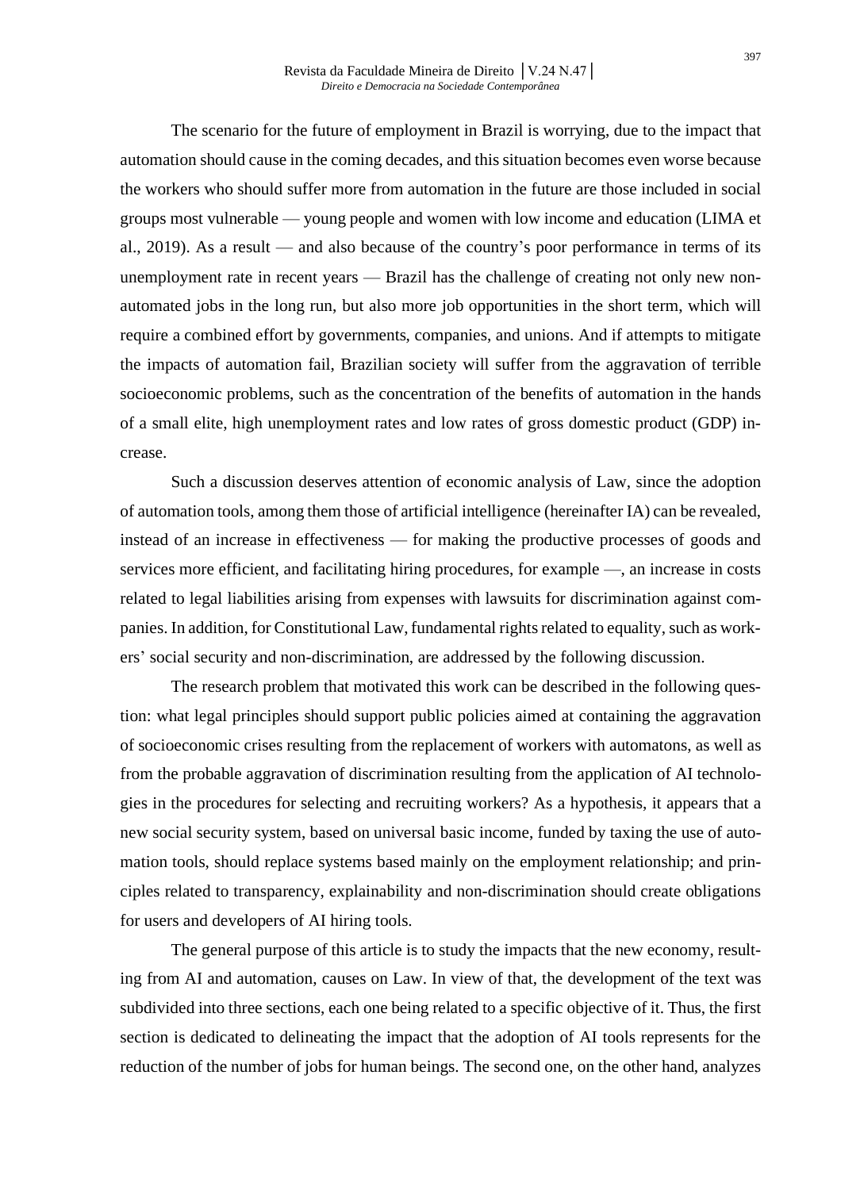The scenario for the future of employment in Brazil is worrying, due to the impact that automation should cause in the coming decades, and this situation becomes even worse because the workers who should suffer more from automation in the future are those included in social groups most vulnerable — young people and women with low income and education (LIMA et al., 2019). As a result — and also because of the country's poor performance in terms of its unemployment rate in recent years — Brazil has the challenge of creating not only new non-automated jobs in the long run, but also more job opportunities in the short term, which will require a combined effort by governments, companies, and unions. And if attempts to mitigate the impacts of automation fail, Brazilian society will suffer from the aggravation of terrible socioeconomic problems, such as the concentration of the benefits of automation in the hands of a small elite, high unemployment rates and low rates of gross domestic product (GDP) increase.

Such a discussion deserves attention of economic analysis of Law, since the adoption of automation tools, among them those of artificial intelligence (hereinafter IA) can be revealed, instead of an increase in effectiveness — for making the productive processes of goods and services more efficient, and facilitating hiring procedures, for example —, an increase in costs related to legal liabilities arising from expenses with lawsuits for discrimination against companies. In addition, for Constitutional Law, fundamental rights related to equality, such as workers' social security and non-discrimination, are addressed by the following discussion.

The research problem that motivated this work can be described in the following question: what legal principles should support public policies aimed at containing the aggravation of socioeconomic crises resulting from the replacement of workers with automatons, as well as from the probable aggravation of discrimination resulting from the application of AI technologies in the procedures for selecting and recruiting workers? As a hypothesis, it appears that a new social security system, based on universal basic income, funded by taxing the use of automation tools, should replace systems based mainly on the employment relationship; and principles related to transparency, explainability and non-discrimination should create obligations for users and developers of AI hiring tools.

The general purpose of this article is to study the impacts that the new economy, resulting from AI and automation, causes on Law. In view of that, the development of the text was subdivided into three sections, each one being related to a specific objective of it. Thus, the first section is dedicated to delineating the impact that the adoption of AI tools represents for the reduction of the number of jobs for human beings. The second one, on the other hand, analyzes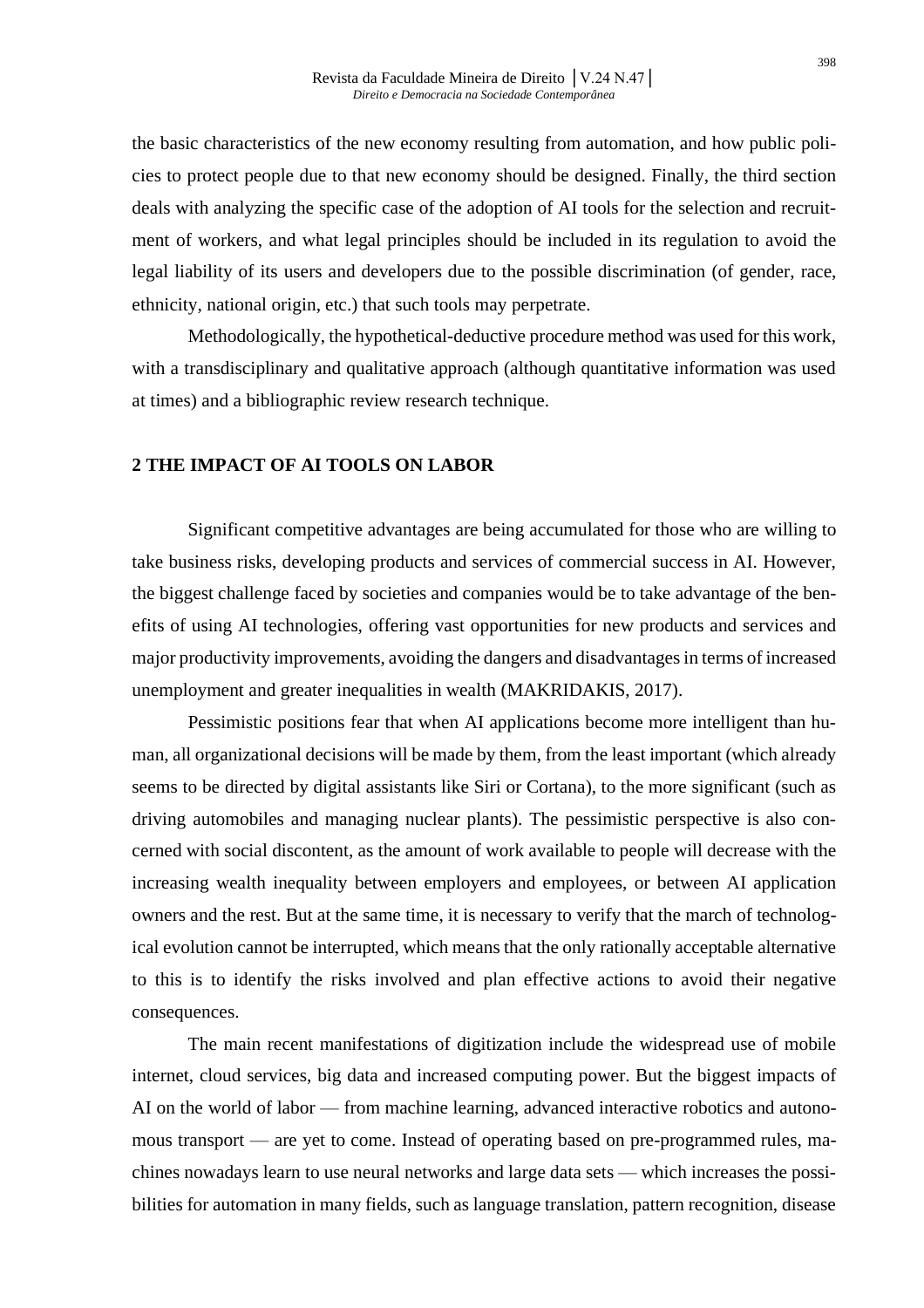the basic characteristics of the new economy resulting from automation, and how public policies to protect people due to that new economy should be designed. Finally, the third section deals with analyzing the specific case of the adoption of AI tools for the selection and recruitment of workers, and what legal principles should be included in its regulation to avoid the legal liability of its users and developers due to the possible discrimination (of gender, race, ethnicity, national origin, etc.) that such tools may perpetrate.

Methodologically, the hypothetical-deductive procedure method was used for this work, with a transdisciplinary and qualitative approach (although quantitative information was used at times) and a bibliographic review research technique.

## 2 THE IMPACT OF AI TOOLS ON LABOR

Significant competitive advantages are being accumulated for those who are willing to take business risks, developing products and services of commercial success in AI. However, the biggest challenge faced by societies and companies would be to take advantage of the benefits of using AI technologies, offering vast opportunities for new products and services and major productivity improvements, avoiding the dangers and disadvantages in terms of increased unemployment and greater inequalities in wealth (MAKRIDAKIS, 2017).

Pessimistic positions fear that when AI applications become more intelligent than human, all organizational decisions will be made by them, from the least important (which already seems to be directed by digital assistants like Siri or Cortana), to the more significant (such as driving automobiles and managing nuclear plants). The pessimistic perspective is also concerned with social discontent, as the amount of work available to people will decrease with the increasing wealth inequality between employers and employees, or between AI application owners and the rest. But at the same time, it is necessary to verify that the march of technological evolution cannot be interrupted, which means that the only rationally acceptable alternative to this is to identify the risks involved and plan effective actions to avoid their negative consequences.

The main recent manifestations of digitization include the widespread use of mobile internet, cloud services, big data and increased computing power. But the biggest impacts of AI on the world of labor — from machine learning, advanced interactive robotics and autonomous transport — are yet to come. Instead of operating based on pre-programmed rules, machines nowadays learn to use neural networks and large data sets — which increases the possibilities for automation in many fields, such as language translation, pattern recognition, disease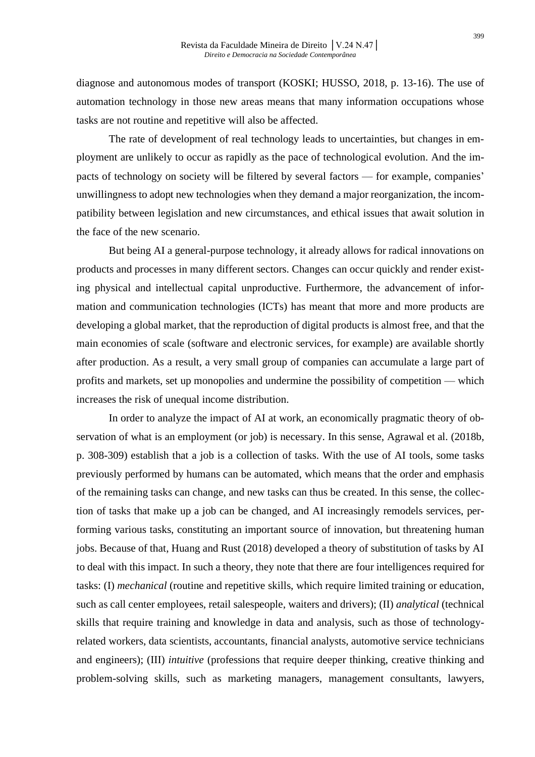diagnose and autonomous modes of transport (KOSKI; HUSSO, 2018, p. 13-16). The use of automation technology in those new areas means that many information occupations whose tasks are not routine and repetitive will also be affected.

The rate of development of real technology leads to uncertainties, but changes in employment are unlikely to occur as rapidly as the pace of technological evolution. And the impacts of technology on society will be filtered by several factors — for example, companies' unwillingness to adopt new technologies when they demand a major reorganization, the incompatibility between legislation and new circumstances, and ethical issues that await solution in the face of the new scenario.

But being AI a general-purpose technology, it already allows for radical innovations on products and processes in many different sectors. Changes can occur quickly and render existing physical and intellectual capital unproductive. Furthermore, the advancement of information and communication technologies (ICTs) has meant that more and more products are developing a global market, that the reproduction of digital products is almost free, and that the main economies of scale (software and electronic services, for example) are available shortly after production. As a result, a very small group of companies can accumulate a large part of profits and markets, set up monopolies and undermine the possibility of competition — which increases the risk of unequal income distribution.

In order to analyze the impact of AI at work, an economically pragmatic theory of observation of what is an employment (or job) is necessary. In this sense, Agrawal et al. (2018b, p. 308-309) establish that a job is a collection of tasks. With the use of AI tools, some tasks previously performed by humans can be automated, which means that the order and emphasis of the remaining tasks can change, and new tasks can thus be created. In this sense, the collection of tasks that make up a job can be changed, and AI increasingly remodels services, performing various tasks, constituting an important source of innovation, but threatening human jobs. Because of that, Huang and Rust (2018) developed a theory of substitution of tasks by AI to deal with this impact. In such a theory, they note that there are four intelligences required for tasks: (I) *mechanical* (routine and repetitive skills, which require limited training or education, such as call center employees, retail salespeople, waiters and drivers); (II) *analytical* (technical skills that require training and knowledge in data and analysis, such as those of technology-related workers, data scientists, accountants, financial analysts, automotive service technicians and engineers); (III) *intuitive* (professions that require deeper thinking, creative thinking and problem-solving skills, such as marketing managers, management consultants, lawyers,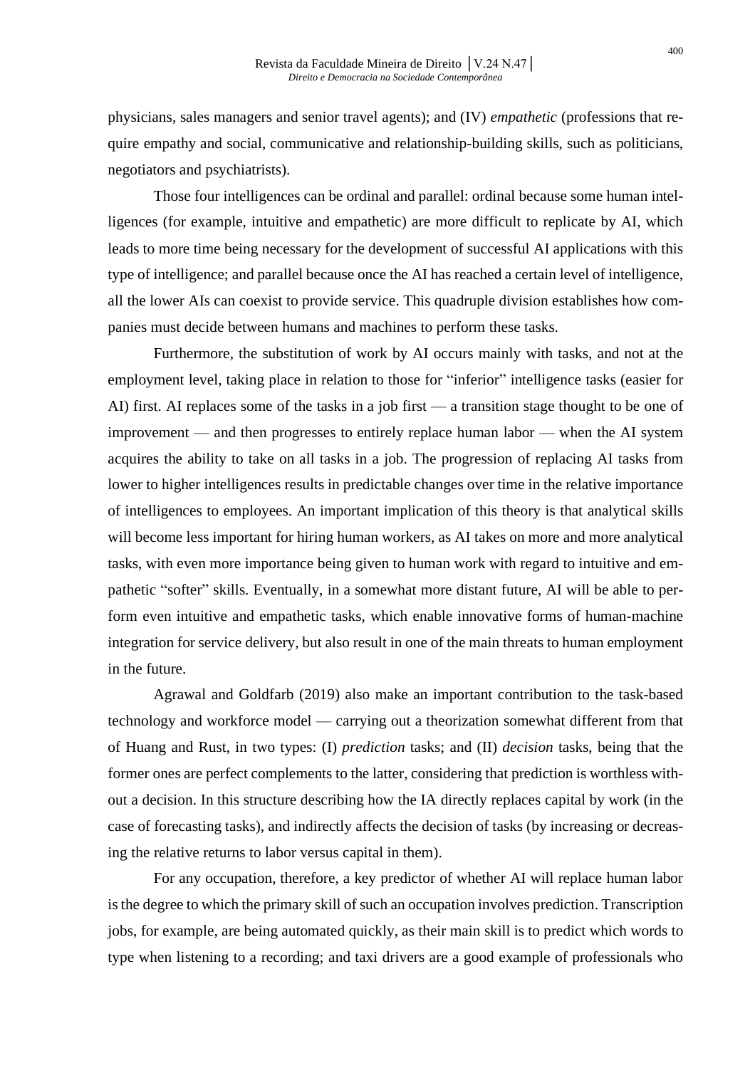physicians, sales managers and senior travel agents); and (IV) *empathetic* (professions that require empathy and social, communicative and relationship-building skills, such as politicians, negotiators and psychiatrists).

Those four intelligences can be ordinal and parallel: ordinal because some human intelligences (for example, intuitive and empathetic) are more difficult to replicate by AI, which leads to more time being necessary for the development of successful AI applications with this type of intelligence; and parallel because once the AI has reached a certain level of intelligence, all the lower AIs can coexist to provide service. This quadruple division establishes how companies must decide between humans and machines to perform these tasks.

Furthermore, the substitution of work by AI occurs mainly with tasks, and not at the employment level, taking place in relation to those for "inferior" intelligence tasks (easier for AI) first. AI replaces some of the tasks in a job first — a transition stage thought to be one of improvement — and then progresses to entirely replace human labor — when the AI system acquires the ability to take on all tasks in a job. The progression of replacing AI tasks from lower to higher intelligences results in predictable changes over time in the relative importance of intelligences to employees. An important implication of this theory is that analytical skills will become less important for hiring human workers, as AI takes on more and more analytical tasks, with even more importance being given to human work with regard to intuitive and empathetic "softer" skills. Eventually, in a somewhat more distant future, AI will be able to perform even intuitive and empathetic tasks, which enable innovative forms of human-machine integration for service delivery, but also result in one of the main threats to human employment in the future.

Agrawal and Goldfarb (2019) also make an important contribution to the task-based technology and workforce model — carrying out a theorization somewhat different from that of Huang and Rust, in two types: (I) *prediction* tasks; and (II) *decision* tasks, being that the former ones are perfect complements to the latter, considering that prediction is worthless without a decision. In this structure describing how the IA directly replaces capital by work (in the case of forecasting tasks), and indirectly affects the decision of tasks (by increasing or decreasing the relative returns to labor versus capital in them).

For any occupation, therefore, a key predictor of whether AI will replace human labor is the degree to which the primary skill of such an occupation involves prediction. Transcription jobs, for example, are being automated quickly, as their main skill is to predict which words to type when listening to a recording; and taxi drivers are a good example of professionals who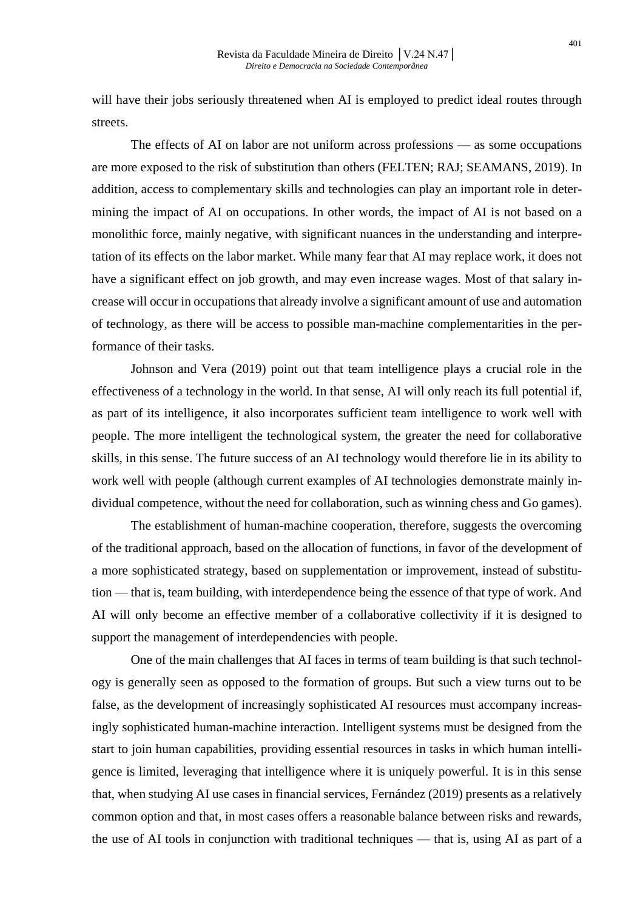will have their jobs seriously threatened when AI is employed to predict ideal routes through streets.

The effects of AI on labor are not uniform across professions — as some occupations are more exposed to the risk of substitution than others (FELTEN; RAJ; SEAMANS, 2019). In addition, access to complementary skills and technologies can play an important role in determining the impact of AI on occupations. In other words, the impact of AI is not based on a monolithic force, mainly negative, with significant nuances in the understanding and interpretation of its effects on the labor market. While many fear that AI may replace work, it does not have a significant effect on job growth, and may even increase wages. Most of that salary increase will occur in occupations that already involve a significant amount of use and automation of technology, as there will be access to possible man-machine complementarities in the performance of their tasks.

Johnson and Vera (2019) point out that team intelligence plays a crucial role in the effectiveness of a technology in the world. In that sense, AI will only reach its full potential if, as part of its intelligence, it also incorporates sufficient team intelligence to work well with people. The more intelligent the technological system, the greater the need for collaborative skills, in this sense. The future success of an AI technology would therefore lie in its ability to work well with people (although current examples of AI technologies demonstrate mainly individual competence, without the need for collaboration, such as winning chess and Go games).

The establishment of human-machine cooperation, therefore, suggests the overcoming of the traditional approach, based on the allocation of functions, in favor of the development of a more sophisticated strategy, based on supplementation or improvement, instead of substitution — that is, team building, with interdependence being the essence of that type of work. And AI will only become an effective member of a collaborative collectivity if it is designed to support the management of interdependencies with people.

One of the main challenges that AI faces in terms of team building is that such technology is generally seen as opposed to the formation of groups. But such a view turns out to be false, as the development of increasingly sophisticated AI resources must accompany increasingly sophisticated human-machine interaction. Intelligent systems must be designed from the start to join human capabilities, providing essential resources in tasks in which human intelligence is limited, leveraging that intelligence where it is uniquely powerful. It is in this sense that, when studying AI use cases in financial services, Fernández (2019) presents as a relatively common option and that, in most cases offers a reasonable balance between risks and rewards, the use of AI tools in conjunction with traditional techniques — that is, using AI as part of a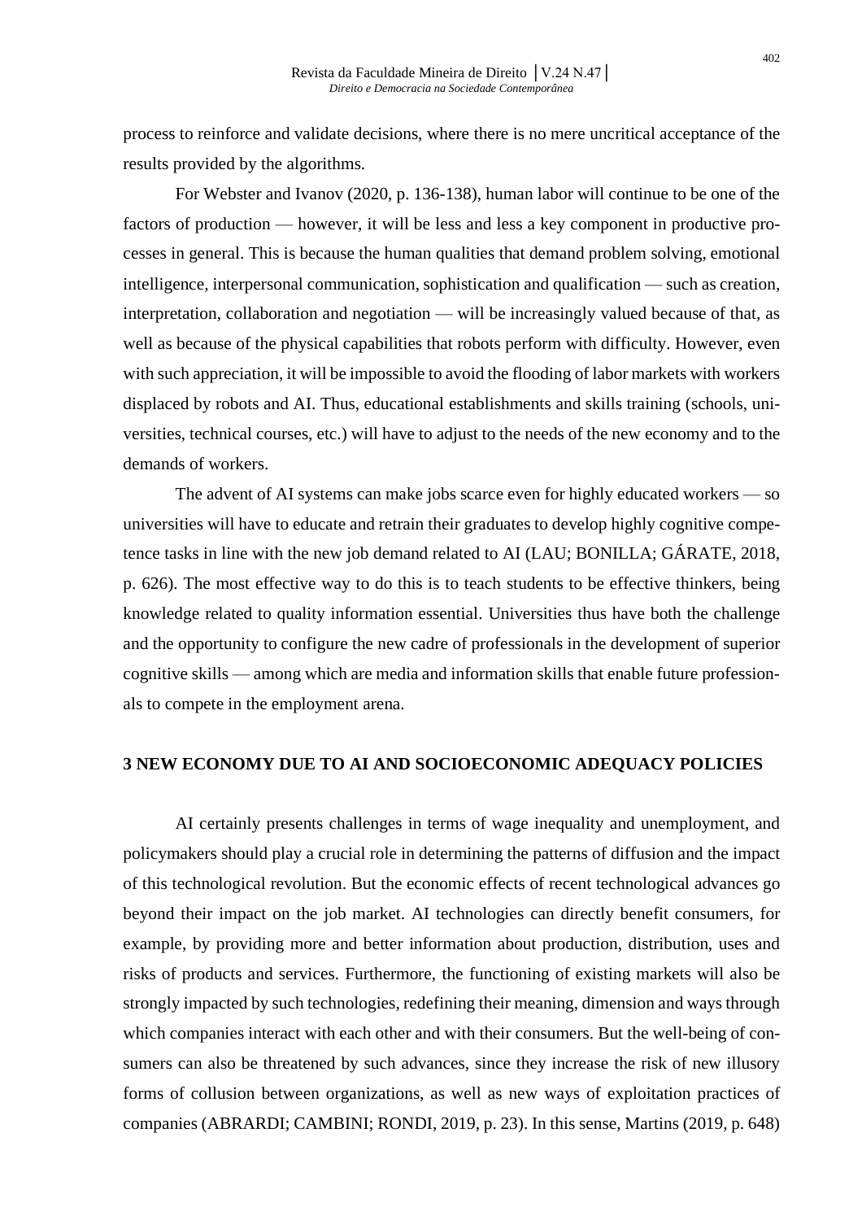process to reinforce and validate decisions, where there is no mere uncritical acceptance of the results provided by the algorithms.

For Webster and Ivanov (2020, p. 136-138), human labor will continue to be one of the factors of production — however, it will be less and less a key component in productive processes in general. This is because the human qualities that demand problem solving, emotional intelligence, interpersonal communication, sophistication and qualification — such as creation, interpretation, collaboration and negotiation — will be increasingly valued because of that, as well as because of the physical capabilities that robots perform with difficulty. However, even with such appreciation, it will be impossible to avoid the flooding of labor markets with workers displaced by robots and AI. Thus, educational establishments and skills training (schools, universities, technical courses, etc.) will have to adjust to the needs of the new economy and to the demands of workers.

The advent of AI systems can make jobs scarce even for highly educated workers — so universities will have to educate and retrain their graduates to develop highly cognitive competence tasks in line with the new job demand related to AI (LAU; BONILLA; GÁRATE, 2018, p. 626). The most effective way to do this is to teach students to be effective thinkers, being knowledge related to quality information essential. Universities thus have both the challenge and the opportunity to configure the new cadre of professionals in the development of superior cognitive skills — among which are media and information skills that enable future professionals to compete in the employment arena.

## 3 NEW ECONOMY DUE TO AI AND SOCIOECONOMIC ADEQUACY POLICIES

AI certainly presents challenges in terms of wage inequality and unemployment, and policymakers should play a crucial role in determining the patterns of diffusion and the impact of this technological revolution. But the economic effects of recent technological advances go beyond their impact on the job market. AI technologies can directly benefit consumers, for example, by providing more and better information about production, distribution, uses and risks of products and services. Furthermore, the functioning of existing markets will also be strongly impacted by such technologies, redefining their meaning, dimension and ways through which companies interact with each other and with their consumers. But the well-being of consumers can also be threatened by such advances, since they increase the risk of new illusory forms of collusion between organizations, as well as new ways of exploitation practices of companies (ABRARDI; CAMBINI; RONDI, 2019, p. 23). In this sense, Martins (2019, p. 648)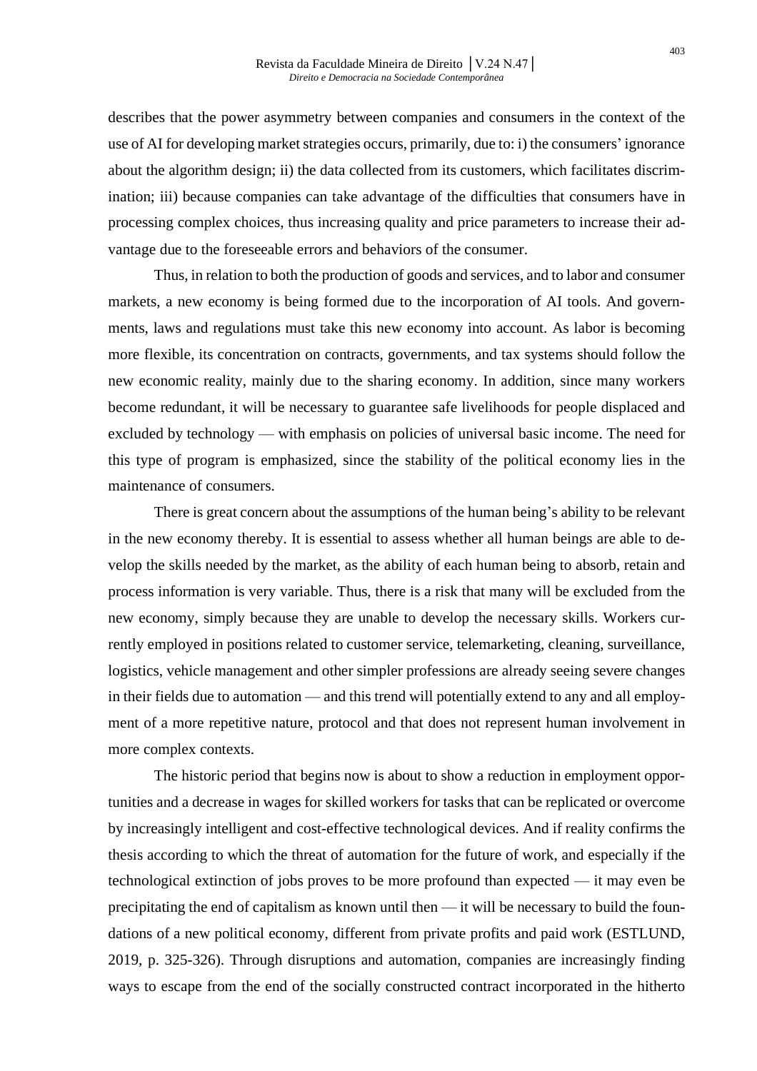describes that the power asymmetry between companies and consumers in the context of the use of AI for developing market strategies occurs, primarily, due to: i) the consumers' ignorance about the algorithm design; ii) the data collected from its customers, which facilitates discrimination; iii) because companies can take advantage of the difficulties that consumers have in processing complex choices, thus increasing quality and price parameters to increase their advantage due to the foreseeable errors and behaviors of the consumer.

Thus, in relation to both the production of goods and services, and to labor and consumer markets, a new economy is being formed due to the incorporation of AI tools. And governments, laws and regulations must take this new economy into account. As labor is becoming more flexible, its concentration on contracts, governments, and tax systems should follow the new economic reality, mainly due to the sharing economy. In addition, since many workers become redundant, it will be necessary to guarantee safe livelihoods for people displaced and excluded by technology — with emphasis on policies of universal basic income. The need for this type of program is emphasized, since the stability of the political economy lies in the maintenance of consumers.

There is great concern about the assumptions of the human being's ability to be relevant in the new economy thereby. It is essential to assess whether all human beings are able to develop the skills needed by the market, as the ability of each human being to absorb, retain and process information is very variable. Thus, there is a risk that many will be excluded from the new economy, simply because they are unable to develop the necessary skills. Workers currently employed in positions related to customer service, telemarketing, cleaning, surveillance, logistics, vehicle management and other simpler professions are already seeing severe changes in their fields due to automation — and this trend will potentially extend to any and all employment of a more repetitive nature, protocol and that does not represent human involvement in more complex contexts.

The historic period that begins now is about to show a reduction in employment opportunities and a decrease in wages for skilled workers for tasks that can be replicated or overcome by increasingly intelligent and cost-effective technological devices. And if reality confirms the thesis according to which the threat of automation for the future of work, and especially if the technological extinction of jobs proves to be more profound than expected — it may even be precipitating the end of capitalism as known until then — it will be necessary to build the foundations of a new political economy, different from private profits and paid work (ESTLUND, 2019, p. 325-326). Through disruptions and automation, companies are increasingly finding ways to escape from the end of the socially constructed contract incorporated in the hitherto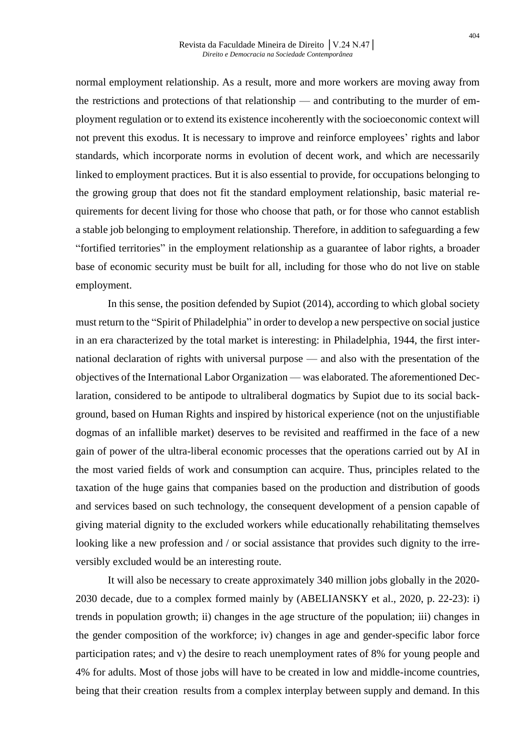normal employment relationship. As a result, more and more workers are moving away from the restrictions and protections of that relationship — and contributing to the murder of employment regulation or to extend its existence incoherently with the socioeconomic context will not prevent this exodus. It is necessary to improve and reinforce employees' rights and labor standards, which incorporate norms in evolution of decent work, and which are necessarily linked to employment practices. But it is also essential to provide, for occupations belonging to the growing group that does not fit the standard employment relationship, basic material requirements for decent living for those who choose that path, or for those who cannot establish a stable job belonging to employment relationship. Therefore, in addition to safeguarding a few "fortified territories" in the employment relationship as a guarantee of labor rights, a broader base of economic security must be built for all, including for those who do not live on stable employment.

In this sense, the position defended by Supiot (2014), according to which global society must return to the "Spirit of Philadelphia" in order to develop a new perspective on social justice in an era characterized by the total market is interesting: in Philadelphia, 1944, the first international declaration of rights with universal purpose — and also with the presentation of the objectives of the International Labor Organization — was elaborated. The aforementioned Declaration, considered to be antipode to ultraliberal dogmatics by Supiot due to its social background, based on Human Rights and inspired by historical experience (not on the unjustifiable dogmas of an infallible market) deserves to be revisited and reaffirmed in the face of a new gain of power of the ultra-liberal economic processes that the operations carried out by AI in the most varied fields of work and consumption can acquire. Thus, principles related to the taxation of the huge gains that companies based on the production and distribution of goods and services based on such technology, the consequent development of a pension capable of giving material dignity to the excluded workers while educationally rehabilitating themselves looking like a new profession and / or social assistance that provides such dignity to the irreversibly excluded would be an interesting route.

It will also be necessary to create approximately 340 million jobs globally in the 2020-2030 decade, due to a complex formed mainly by (ABELIANSKY et al., 2020, p. 22-23): i) trends in population growth; ii) changes in the age structure of the population; iii) changes in the gender composition of the workforce; iv) changes in age and gender-specific labor force participation rates; and v) the desire to reach unemployment rates of 8% for young people and 4% for adults. Most of those jobs will have to be created in low and middle-income countries, being that their creation results from a complex interplay between supply and demand. In this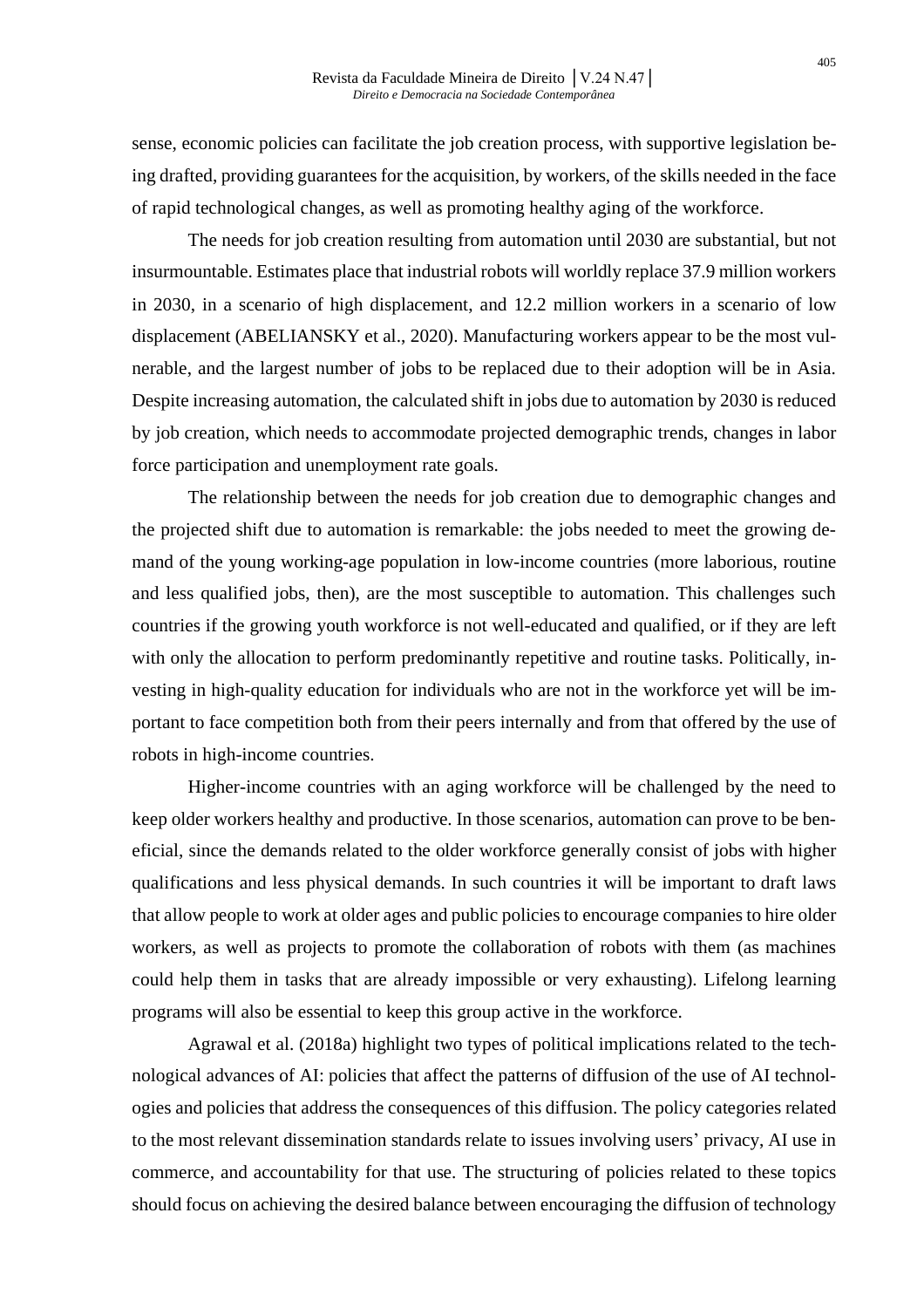sense, economic policies can facilitate the job creation process, with supportive legislation being drafted, providing guarantees for the acquisition, by workers, of the skills needed in the face of rapid technological changes, as well as promoting healthy aging of the workforce.

The needs for job creation resulting from automation until 2030 are substantial, but not insurmountable. Estimates place that industrial robots will worldly replace 37.9 million workers in 2030, in a scenario of high displacement, and 12.2 million workers in a scenario of low displacement (ABELIANSKY et al., 2020). Manufacturing workers appear to be the most vulnerable, and the largest number of jobs to be replaced due to their adoption will be in Asia. Despite increasing automation, the calculated shift in jobs due to automation by 2030 is reduced by job creation, which needs to accommodate projected demographic trends, changes in labor force participation and unemployment rate goals.

The relationship between the needs for job creation due to demographic changes and the projected shift due to automation is remarkable: the jobs needed to meet the growing demand of the young working-age population in low-income countries (more laborious, routine and less qualified jobs, then), are the most susceptible to automation. This challenges such countries if the growing youth workforce is not well-educated and qualified, or if they are left with only the allocation to perform predominantly repetitive and routine tasks. Politically, investing in high-quality education for individuals who are not in the workforce yet will be important to face competition both from their peers internally and from that offered by the use of robots in high-income countries.

Higher-income countries with an aging workforce will be challenged by the need to keep older workers healthy and productive. In those scenarios, automation can prove to be beneficial, since the demands related to the older workforce generally consist of jobs with higher qualifications and less physical demands. In such countries it will be important to draft laws that allow people to work at older ages and public policies to encourage companies to hire older workers, as well as projects to promote the collaboration of robots with them (as machines could help them in tasks that are already impossible or very exhausting). Lifelong learning programs will also be essential to keep this group active in the workforce.

Agrawal et al. (2018a) highlight two types of political implications related to the technological advances of AI: policies that affect the patterns of diffusion of the use of AI technologies and policies that address the consequences of this diffusion. The policy categories related to the most relevant dissemination standards relate to issues involving users' privacy, AI use in commerce, and accountability for that use. The structuring of policies related to these topics should focus on achieving the desired balance between encouraging the diffusion of technology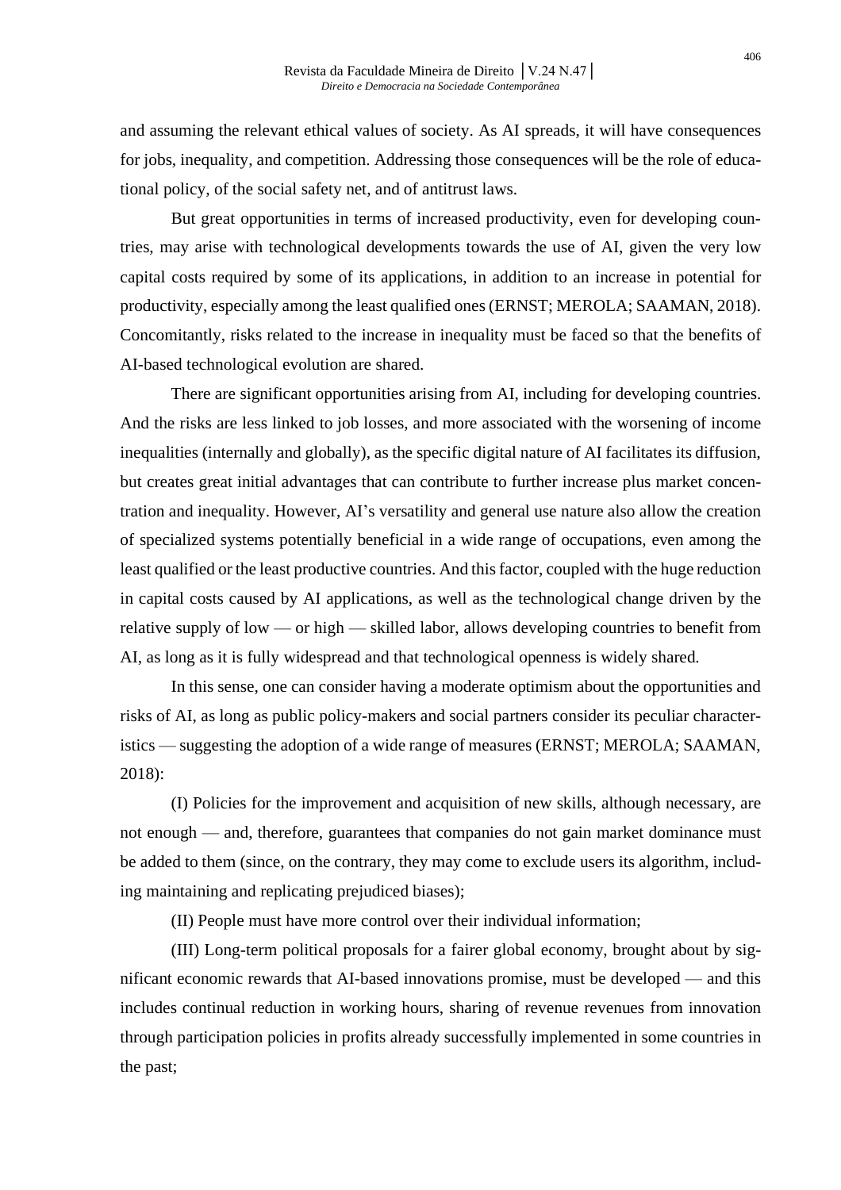and assuming the relevant ethical values of society. As AI spreads, it will have consequences for jobs, inequality, and competition. Addressing those consequences will be the role of educational policy, of the social safety net, and of antitrust laws.

But great opportunities in terms of increased productivity, even for developing countries, may arise with technological developments towards the use of AI, given the very low capital costs required by some of its applications, in addition to an increase in potential for productivity, especially among the least qualified ones (ERNST; MEROLA; SAAMAN, 2018). Concomitantly, risks related to the increase in inequality must be faced so that the benefits of AI-based technological evolution are shared.

There are significant opportunities arising from AI, including for developing countries. And the risks are less linked to job losses, and more associated with the worsening of income inequalities (internally and globally), as the specific digital nature of AI facilitates its diffusion, but creates great initial advantages that can contribute to further increase plus market concentration and inequality. However, AI's versatility and general use nature also allow the creation of specialized systems potentially beneficial in a wide range of occupations, even among the least qualified or the least productive countries. And this factor, coupled with the huge reduction in capital costs caused by AI applications, as well as the technological change driven by the relative supply of low — or high — skilled labor, allows developing countries to benefit from AI, as long as it is fully widespread and that technological openness is widely shared.

In this sense, one can consider having a moderate optimism about the opportunities and risks of AI, as long as public policy-makers and social partners consider its peculiar characteristics — suggesting the adoption of a wide range of measures (ERNST; MEROLA; SAAMAN, 2018):

(I) Policies for the improvement and acquisition of new skills, although necessary, are not enough — and, therefore, guarantees that companies do not gain market dominance must be added to them (since, on the contrary, they may come to exclude users its algorithm, including maintaining and replicating prejudiced biases);

(II) People must have more control over their individual information;

(III) Long-term political proposals for a fairer global economy, brought about by significant economic rewards that AI-based innovations promise, must be developed — and this includes continual reduction in working hours, sharing of revenue revenues from innovation through participation policies in profits already successfully implemented in some countries in the past;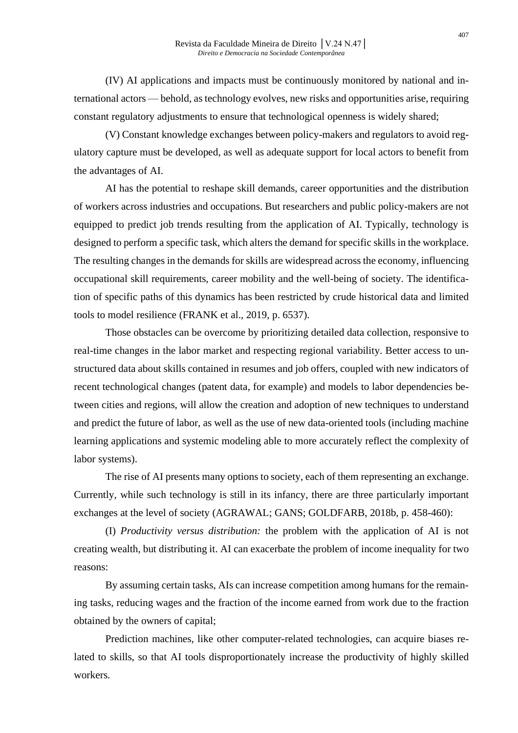(IV) AI applications and impacts must be continuously monitored by national and international actors — behold, as technology evolves, new risks and opportunities arise, requiring constant regulatory adjustments to ensure that technological openness is widely shared;

(V) Constant knowledge exchanges between policy-makers and regulators to avoid regulatory capture must be developed, as well as adequate support for local actors to benefit from the advantages of AI.

AI has the potential to reshape skill demands, career opportunities and the distribution of workers across industries and occupations. But researchers and public policy-makers are not equipped to predict job trends resulting from the application of AI. Typically, technology is designed to perform a specific task, which alters the demand for specific skills in the workplace. The resulting changes in the demands for skills are widespread across the economy, influencing occupational skill requirements, career mobility and the well-being of society. The identification of specific paths of this dynamics has been restricted by crude historical data and limited tools to model resilience (FRANK et al., 2019, p. 6537).

Those obstacles can be overcome by prioritizing detailed data collection, responsive to real-time changes in the labor market and respecting regional variability. Better access to unstructured data about skills contained in resumes and job offers, coupled with new indicators of recent technological changes (patent data, for example) and models to labor dependencies between cities and regions, will allow the creation and adoption of new techniques to understand and predict the future of labor, as well as the use of new data-oriented tools (including machine learning applications and systemic modeling able to more accurately reflect the complexity of labor systems).

The rise of AI presents many options to society, each of them representing an exchange. Currently, while such technology is still in its infancy, there are three particularly important exchanges at the level of society (AGRAWAL; GANS; GOLDFARB, 2018b, p. 458-460):

(I) *Productivity versus distribution:* the problem with the application of AI is not creating wealth, but distributing it. AI can exacerbate the problem of income inequality for two reasons:

By assuming certain tasks, AIs can increase competition among humans for the remaining tasks, reducing wages and the fraction of the income earned from work due to the fraction obtained by the owners of capital;

Prediction machines, like other computer-related technologies, can acquire biases related to skills, so that AI tools disproportionately increase the productivity of highly skilled workers.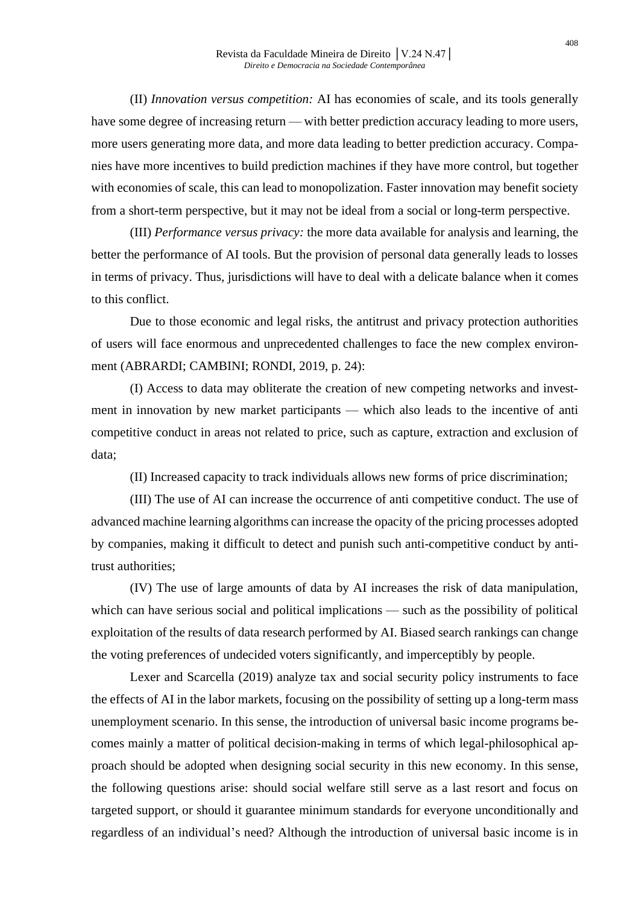(II) *Innovation versus competition:* AI has economies of scale, and its tools generally have some degree of increasing return — with better prediction accuracy leading to more users, more users generating more data, and more data leading to better prediction accuracy. Companies have more incentives to build prediction machines if they have more control, but together with economies of scale, this can lead to monopolization. Faster innovation may benefit society from a short-term perspective, but it may not be ideal from a social or long-term perspective.

(III) *Performance versus privacy:* the more data available for analysis and learning, the better the performance of AI tools. But the provision of personal data generally leads to losses in terms of privacy. Thus, jurisdictions will have to deal with a delicate balance when it comes to this conflict.

Due to those economic and legal risks, the antitrust and privacy protection authorities of users will face enormous and unprecedented challenges to face the new complex environment (ABRARDI; CAMBINI; RONDI, 2019, p. 24):

(I) Access to data may obliterate the creation of new competing networks and investment in innovation by new market participants — which also leads to the incentive of anti competitive conduct in areas not related to price, such as capture, extraction and exclusion of data;

(II) Increased capacity to track individuals allows new forms of price discrimination;

(III) The use of AI can increase the occurrence of anti competitive conduct. The use of advanced machine learning algorithms can increase the opacity of the pricing processes adopted by companies, making it difficult to detect and punish such anti-competitive conduct by antitrust authorities;

(IV) The use of large amounts of data by AI increases the risk of data manipulation, which can have serious social and political implications — such as the possibility of political exploitation of the results of data research performed by AI. Biased search rankings can change the voting preferences of undecided voters significantly, and imperceptibly by people.

Lexer and Scarcella (2019) analyze tax and social security policy instruments to face the effects of AI in the labor markets, focusing on the possibility of setting up a long-term mass unemployment scenario. In this sense, the introduction of universal basic income programs becomes mainly a matter of political decision-making in terms of which legal-philosophical approach should be adopted when designing social security in this new economy. In this sense, the following questions arise: should social welfare still serve as a last resort and focus on targeted support, or should it guarantee minimum standards for everyone unconditionally and regardless of an individual's need? Although the introduction of universal basic income is in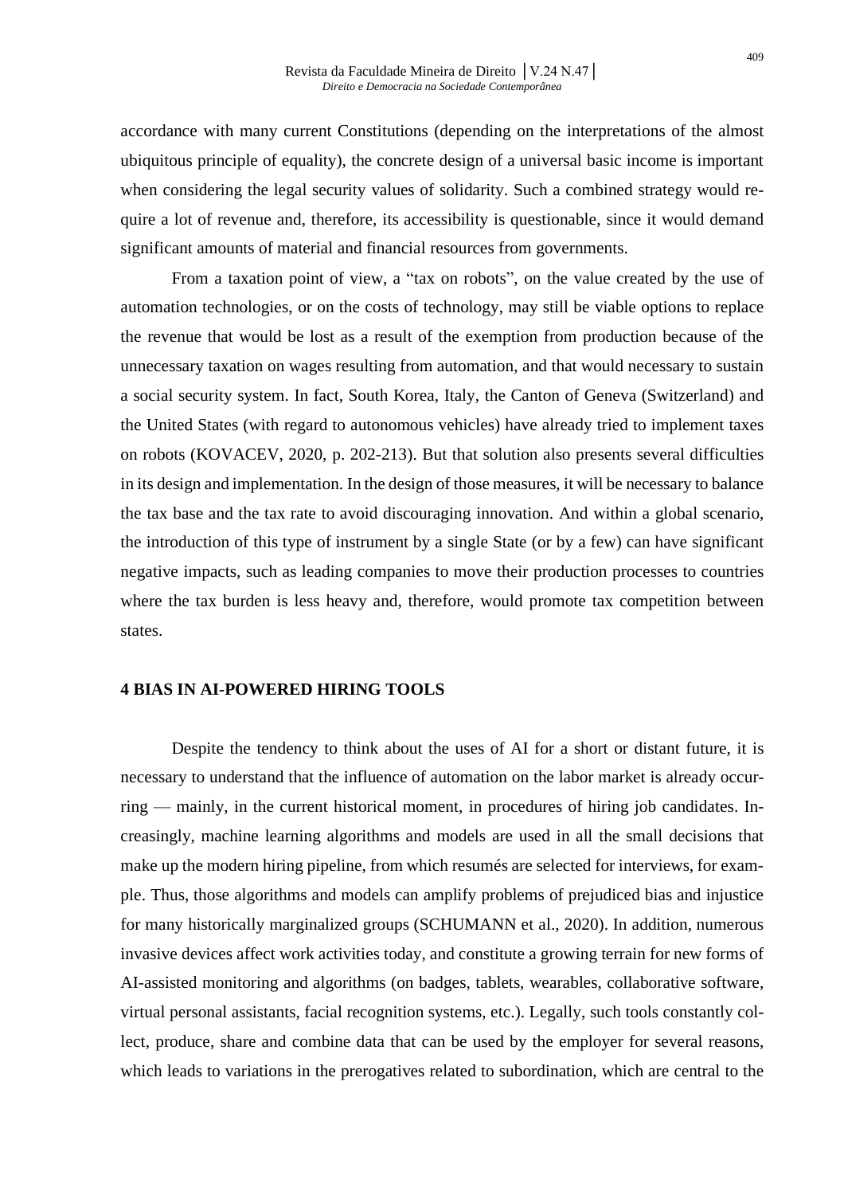accordance with many current Constitutions (depending on the interpretations of the almost ubiquitous principle of equality), the concrete design of a universal basic income is important when considering the legal security values of solidarity. Such a combined strategy would require a lot of revenue and, therefore, its accessibility is questionable, since it would demand significant amounts of material and financial resources from governments.

From a taxation point of view, a "tax on robots", on the value created by the use of automation technologies, or on the costs of technology, may still be viable options to replace the revenue that would be lost as a result of the exemption from production because of the unnecessary taxation on wages resulting from automation, and that would necessary to sustain a social security system. In fact, South Korea, Italy, the Canton of Geneva (Switzerland) and the United States (with regard to autonomous vehicles) have already tried to implement taxes on robots (KOVACEV, 2020, p. 202-213). But that solution also presents several difficulties in its design and implementation. In the design of those measures, it will be necessary to balance the tax base and the tax rate to avoid discouraging innovation. And within a global scenario, the introduction of this type of instrument by a single State (or by a few) can have significant negative impacts, such as leading companies to move their production processes to countries where the tax burden is less heavy and, therefore, would promote tax competition between states.

## 4 BIAS IN AI-POWERED HIRING TOOLS

Despite the tendency to think about the uses of AI for a short or distant future, it is necessary to understand that the influence of automation on the labor market is already occurring — mainly, in the current historical moment, in procedures of hiring job candidates. Increasingly, machine learning algorithms and models are used in all the small decisions that make up the modern hiring pipeline, from which resumés are selected for interviews, for example. Thus, those algorithms and models can amplify problems of prejudiced bias and injustice for many historically marginalized groups (SCHUMANN et al., 2020). In addition, numerous invasive devices affect work activities today, and constitute a growing terrain for new forms of AI-assisted monitoring and algorithms (on badges, tablets, wearables, collaborative software, virtual personal assistants, facial recognition systems, etc.). Legally, such tools constantly collect, produce, share and combine data that can be used by the employer for several reasons, which leads to variations in the prerogatives related to subordination, which are central to the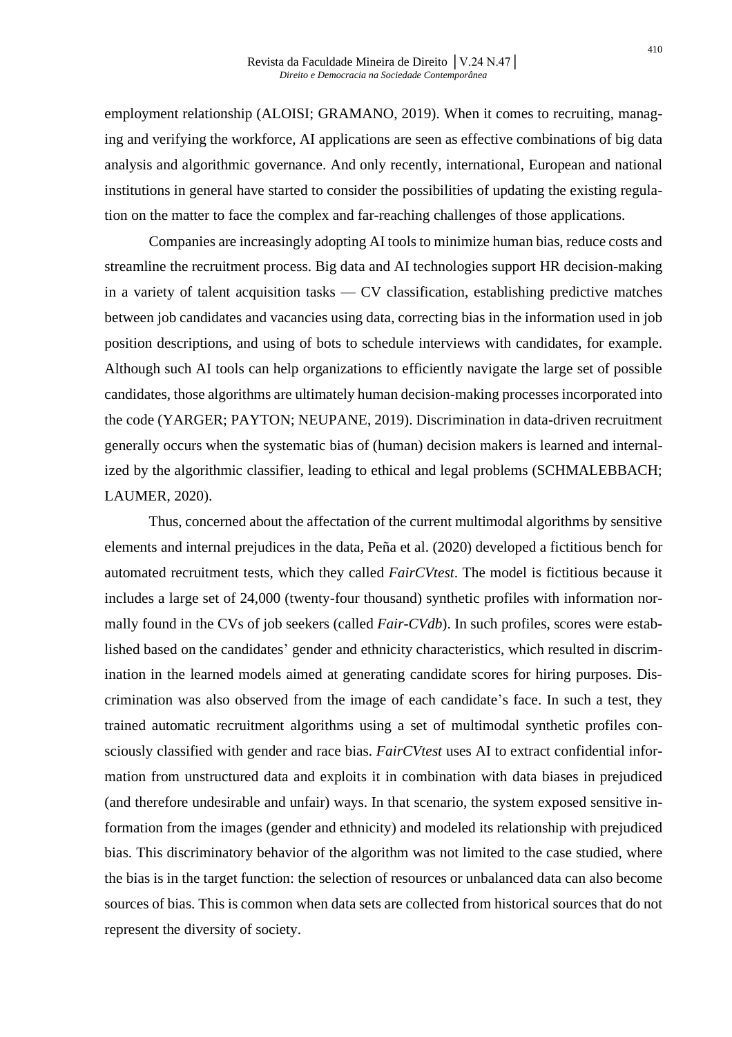employment relationship (ALOISI; GRAMANO, 2019). When it comes to recruiting, managing and verifying the workforce, AI applications are seen as effective combinations of big data analysis and algorithmic governance. And only recently, international, European and national institutions in general have started to consider the possibilities of updating the existing regulation on the matter to face the complex and far-reaching challenges of those applications.

Companies are increasingly adopting AI tools to minimize human bias, reduce costs and streamline the recruitment process. Big data and AI technologies support HR decision-making in a variety of talent acquisition tasks — CV classification, establishing predictive matches between job candidates and vacancies using data, correcting bias in the information used in job position descriptions, and using of bots to schedule interviews with candidates, for example. Although such AI tools can help organizations to efficiently navigate the large set of possible candidates, those algorithms are ultimately human decision-making processes incorporated into the code (YARGER; PAYTON; NEUPANE, 2019). Discrimination in data-driven recruitment generally occurs when the systematic bias of (human) decision makers is learned and internalized by the algorithmic classifier, leading to ethical and legal problems (SCHMALEBBACH; LAUMER, 2020).

Thus, concerned about the affectation of the current multimodal algorithms by sensitive elements and internal prejudices in the data, Peña et al. (2020) developed a fictitious bench for automated recruitment tests, which they called *FairCVtest*. The model is fictitious because it includes a large set of 24,000 (twenty-four thousand) synthetic profiles with information normally found in the CVs of job seekers (called *Fair-CVdb*). In such profiles, scores were established based on the candidates' gender and ethnicity characteristics, which resulted in discrimination in the learned models aimed at generating candidate scores for hiring purposes. Discrimination was also observed from the image of each candidate's face. In such a test, they trained automatic recruitment algorithms using a set of multimodal synthetic profiles consciously classified with gender and race bias. *FairCVtest* uses AI to extract confidential information from unstructured data and exploits it in combination with data biases in prejudiced (and therefore undesirable and unfair) ways. In that scenario, the system exposed sensitive information from the images (gender and ethnicity) and modeled its relationship with prejudiced bias. This discriminatory behavior of the algorithm was not limited to the case studied, where the bias is in the target function: the selection of resources or unbalanced data can also become sources of bias. This is common when data sets are collected from historical sources that do not represent the diversity of society.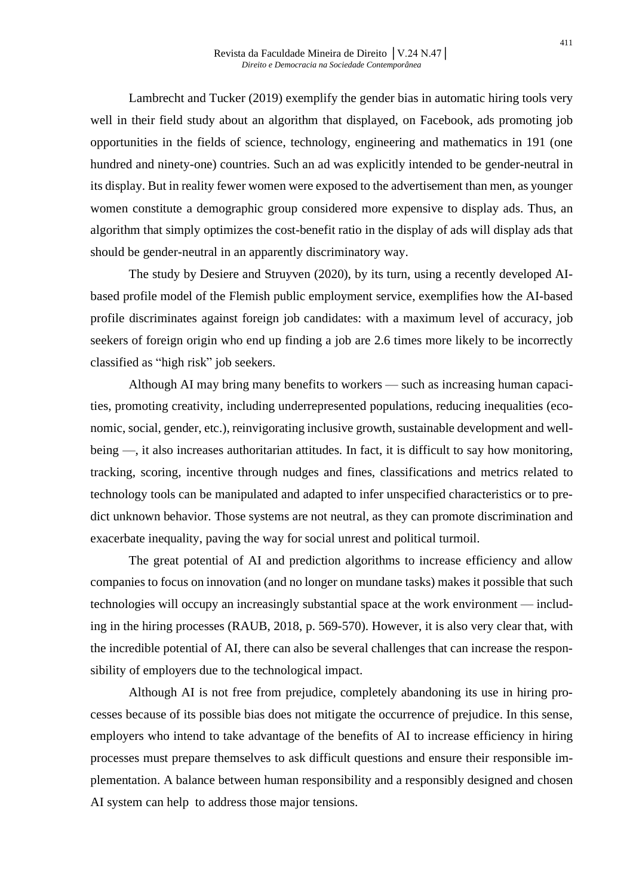Lambrecht and Tucker (2019) exemplify the gender bias in automatic hiring tools very well in their field study about an algorithm that displayed, on Facebook, ads promoting job opportunities in the fields of science, technology, engineering and mathematics in 191 (one hundred and ninety-one) countries. Such an ad was explicitly intended to be gender-neutral in its display. But in reality fewer women were exposed to the advertisement than men, as younger women constitute a demographic group considered more expensive to display ads. Thus, an algorithm that simply optimizes the cost-benefit ratio in the display of ads will display ads that should be gender-neutral in an apparently discriminatory way.

The study by Desiere and Struyven (2020), by its turn, using a recently developed AI-based profile model of the Flemish public employment service, exemplifies how the AI-based profile discriminates against foreign job candidates: with a maximum level of accuracy, job seekers of foreign origin who end up finding a job are 2.6 times more likely to be incorrectly classified as "high risk" job seekers.

Although AI may bring many benefits to workers — such as increasing human capacities, promoting creativity, including underrepresented populations, reducing inequalities (economic, social, gender, etc.), reinvigorating inclusive growth, sustainable development and well-being —, it also increases authoritarian attitudes. In fact, it is difficult to say how monitoring, tracking, scoring, incentive through nudges and fines, classifications and metrics related to technology tools can be manipulated and adapted to infer unspecified characteristics or to predict unknown behavior. Those systems are not neutral, as they can promote discrimination and exacerbate inequality, paving the way for social unrest and political turmoil.

The great potential of AI and prediction algorithms to increase efficiency and allow companies to focus on innovation (and no longer on mundane tasks) makes it possible that such technologies will occupy an increasingly substantial space at the work environment — including in the hiring processes (RAUB, 2018, p. 569-570). However, it is also very clear that, with the incredible potential of AI, there can also be several challenges that can increase the responsibility of employers due to the technological impact.

Although AI is not free from prejudice, completely abandoning its use in hiring processes because of its possible bias does not mitigate the occurrence of prejudice. In this sense, employers who intend to take advantage of the benefits of AI to increase efficiency in hiring processes must prepare themselves to ask difficult questions and ensure their responsible implementation. A balance between human responsibility and a responsibly designed and chosen AI system can help to address those major tensions.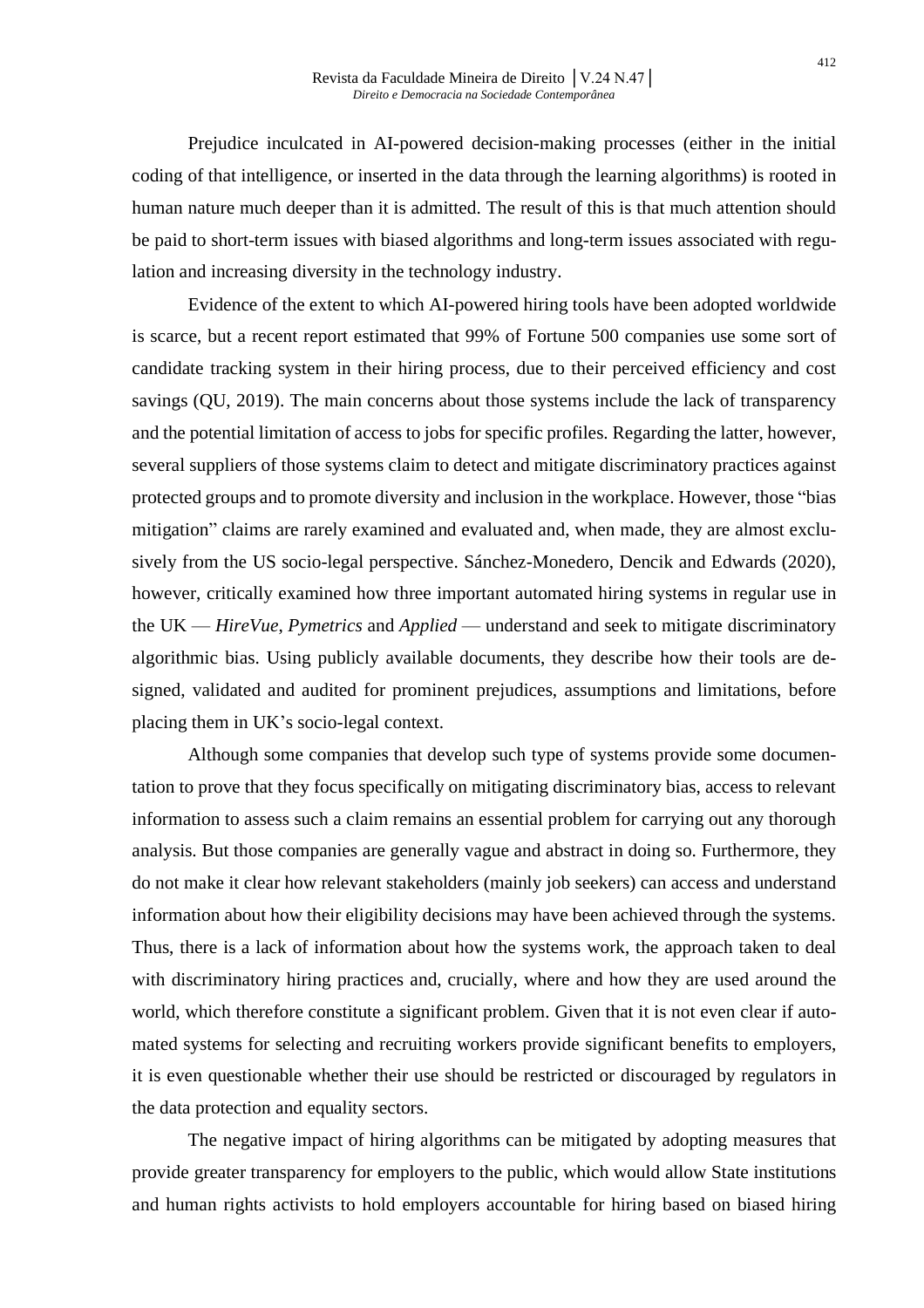Prejudice inculcated in AI-powered decision-making processes (either in the initial coding of that intelligence, or inserted in the data through the learning algorithms) is rooted in human nature much deeper than it is admitted. The result of this is that much attention should be paid to short-term issues with biased algorithms and long-term issues associated with regulation and increasing diversity in the technology industry.

Evidence of the extent to which AI-powered hiring tools have been adopted worldwide is scarce, but a recent report estimated that 99% of Fortune 500 companies use some sort of candidate tracking system in their hiring process, due to their perceived efficiency and cost savings (QU, 2019). The main concerns about those systems include the lack of transparency and the potential limitation of access to jobs for specific profiles. Regarding the latter, however, several suppliers of those systems claim to detect and mitigate discriminatory practices against protected groups and to promote diversity and inclusion in the workplace. However, those "bias mitigation" claims are rarely examined and evaluated and, when made, they are almost exclusively from the US socio-legal perspective. Sánchez-Monedero, Dencik and Edwards (2020), however, critically examined how three important automated hiring systems in regular use in the UK — *HireVue*, *Pymetrics* and *Applied* — understand and seek to mitigate discriminatory algorithmic bias. Using publicly available documents, they describe how their tools are designed, validated and audited for prominent prejudices, assumptions and limitations, before placing them in UK's socio-legal context.

Although some companies that develop such type of systems provide some documentation to prove that they focus specifically on mitigating discriminatory bias, access to relevant information to assess such a claim remains an essential problem for carrying out any thorough analysis. But those companies are generally vague and abstract in doing so. Furthermore, they do not make it clear how relevant stakeholders (mainly job seekers) can access and understand information about how their eligibility decisions may have been achieved through the systems. Thus, there is a lack of information about how the systems work, the approach taken to deal with discriminatory hiring practices and, crucially, where and how they are used around the world, which therefore constitute a significant problem. Given that it is not even clear if automated systems for selecting and recruiting workers provide significant benefits to employers, it is even questionable whether their use should be restricted or discouraged by regulators in the data protection and equality sectors.

The negative impact of hiring algorithms can be mitigated by adopting measures that provide greater transparency for employers to the public, which would allow State institutions and human rights activists to hold employers accountable for hiring based on biased hiring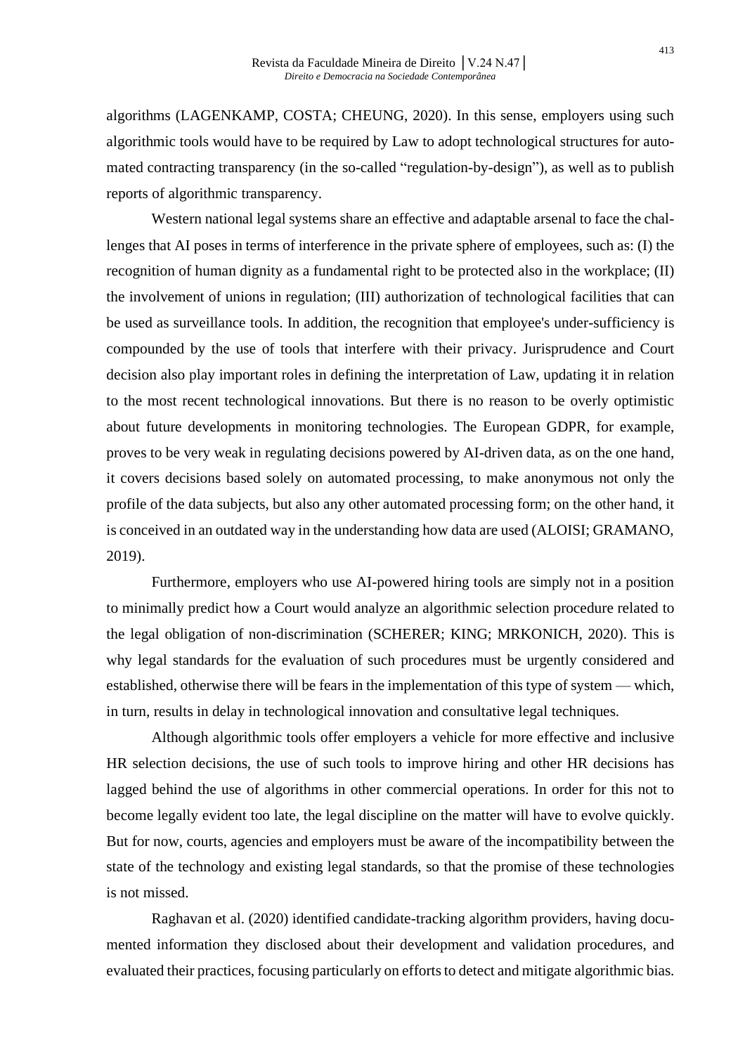algorithms (LAGENKAMP, COSTA; CHEUNG, 2020). In this sense, employers using such algorithmic tools would have to be required by Law to adopt technological structures for automated contracting transparency (in the so-called "regulation-by-design"), as well as to publish reports of algorithmic transparency.

Western national legal systems share an effective and adaptable arsenal to face the challenges that AI poses in terms of interference in the private sphere of employees, such as: (I) the recognition of human dignity as a fundamental right to be protected also in the workplace; (II) the involvement of unions in regulation; (III) authorization of technological facilities that can be used as surveillance tools. In addition, the recognition that employee's under-sufficiency is compounded by the use of tools that interfere with their privacy. Jurisprudence and Court decision also play important roles in defining the interpretation of Law, updating it in relation to the most recent technological innovations. But there is no reason to be overly optimistic about future developments in monitoring technologies. The European GDPR, for example, proves to be very weak in regulating decisions powered by AI-driven data, as on the one hand, it covers decisions based solely on automated processing, to make anonymous not only the profile of the data subjects, but also any other automated processing form; on the other hand, it is conceived in an outdated way in the understanding how data are used (ALOISI; GRAMANO, 2019).

Furthermore, employers who use AI-powered hiring tools are simply not in a position to minimally predict how a Court would analyze an algorithmic selection procedure related to the legal obligation of non-discrimination (SCHERER; KING; MRKONICH, 2020). This is why legal standards for the evaluation of such procedures must be urgently considered and established, otherwise there will be fears in the implementation of this type of system — which, in turn, results in delay in technological innovation and consultative legal techniques.

Although algorithmic tools offer employers a vehicle for more effective and inclusive HR selection decisions, the use of such tools to improve hiring and other HR decisions has lagged behind the use of algorithms in other commercial operations. In order for this not to become legally evident too late, the legal discipline on the matter will have to evolve quickly. But for now, courts, agencies and employers must be aware of the incompatibility between the state of the technology and existing legal standards, so that the promise of these technologies is not missed.

Raghavan et al. (2020) identified candidate-tracking algorithm providers, having documented information they disclosed about their development and validation procedures, and evaluated their practices, focusing particularly on efforts to detect and mitigate algorithmic bias.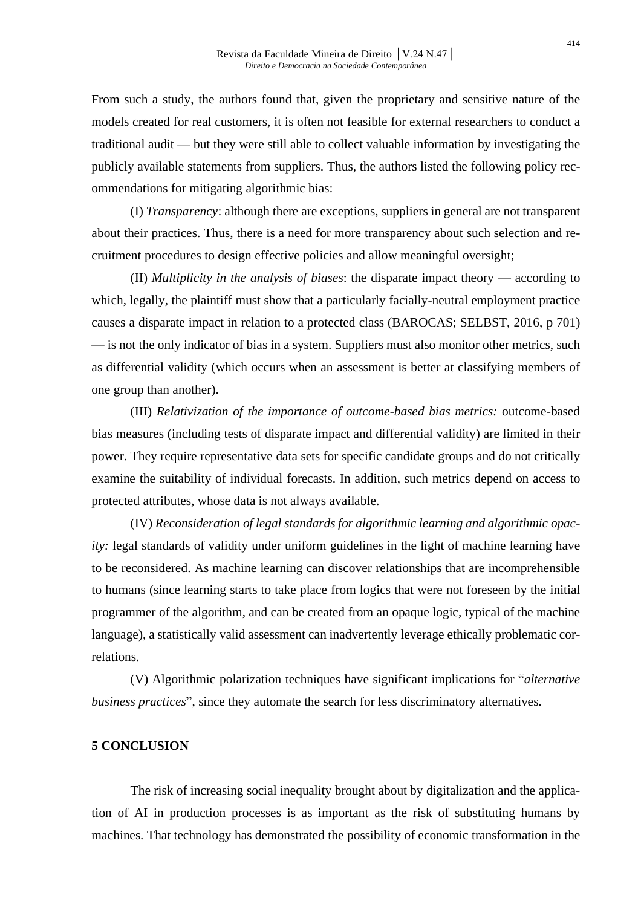From such a study, the authors found that, given the proprietary and sensitive nature of the models created for real customers, it is often not feasible for external researchers to conduct a traditional audit — but they were still able to collect valuable information by investigating the publicly available statements from suppliers. Thus, the authors listed the following policy recommendations for mitigating algorithmic bias:

(I) *Transparency*: although there are exceptions, suppliers in general are not transparent about their practices. Thus, there is a need for more transparency about such selection and recruitment procedures to design effective policies and allow meaningful oversight;

(II) *Multiplicity in the analysis of biases*: the disparate impact theory — according to which, legally, the plaintiff must show that a particularly facially-neutral employment practice causes a disparate impact in relation to a protected class (BAROCAS; SELBST, 2016, p 701) — is not the only indicator of bias in a system. Suppliers must also monitor other metrics, such as differential validity (which occurs when an assessment is better at classifying members of one group than another).

(III) *Relativization of the importance of outcome-based bias metrics:* outcome-based bias measures (including tests of disparate impact and differential validity) are limited in their power. They require representative data sets for specific candidate groups and do not critically examine the suitability of individual forecasts. In addition, such metrics depend on access to protected attributes, whose data is not always available.

(IV) *Reconsideration of legal standards for algorithmic learning and algorithmic opacity:* legal standards of validity under uniform guidelines in the light of machine learning have to be reconsidered. As machine learning can discover relationships that are incomprehensible to humans (since learning starts to take place from logics that were not foreseen by the initial programmer of the algorithm, and can be created from an opaque logic, typical of the machine language), a statistically valid assessment can inadvertently leverage ethically problematic correlations.

(V) Algorithmic polarization techniques have significant implications for "*alternative business practices*", since they automate the search for less discriminatory alternatives.

## 5 CONCLUSION

The risk of increasing social inequality brought about by digitalization and the application of AI in production processes is as important as the risk of substituting humans by machines. That technology has demonstrated the possibility of economic transformation in the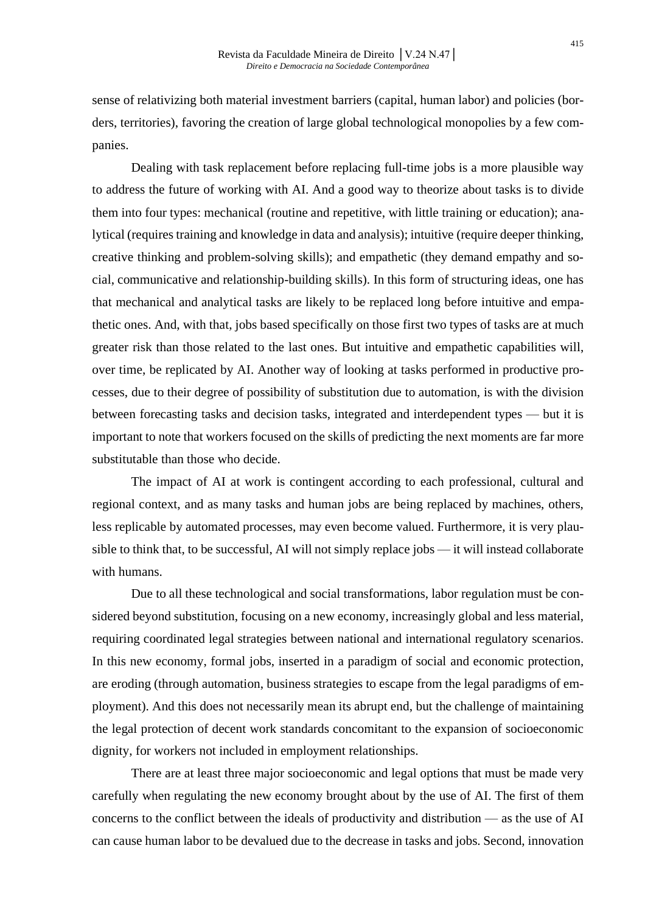sense of relativizing both material investment barriers (capital, human labor) and policies (borders, territories), favoring the creation of large global technological monopolies by a few companies.

Dealing with task replacement before replacing full-time jobs is a more plausible way to address the future of working with AI. And a good way to theorize about tasks is to divide them into four types: mechanical (routine and repetitive, with little training or education); analytical (requires training and knowledge in data and analysis); intuitive (require deeper thinking, creative thinking and problem-solving skills); and empathetic (they demand empathy and social, communicative and relationship-building skills). In this form of structuring ideas, one has that mechanical and analytical tasks are likely to be replaced long before intuitive and empathetic ones. And, with that, jobs based specifically on those first two types of tasks are at much greater risk than those related to the last ones. But intuitive and empathetic capabilities will, over time, be replicated by AI. Another way of looking at tasks performed in productive processes, due to their degree of possibility of substitution due to automation, is with the division between forecasting tasks and decision tasks, integrated and interdependent types — but it is important to note that workers focused on the skills of predicting the next moments are far more substitutable than those who decide.

The impact of AI at work is contingent according to each professional, cultural and regional context, and as many tasks and human jobs are being replaced by machines, others, less replicable by automated processes, may even become valued. Furthermore, it is very plausible to think that, to be successful, AI will not simply replace jobs — it will instead collaborate with humans.

Due to all these technological and social transformations, labor regulation must be considered beyond substitution, focusing on a new economy, increasingly global and less material, requiring coordinated legal strategies between national and international regulatory scenarios. In this new economy, formal jobs, inserted in a paradigm of social and economic protection, are eroding (through automation, business strategies to escape from the legal paradigms of employment). And this does not necessarily mean its abrupt end, but the challenge of maintaining the legal protection of decent work standards concomitant to the expansion of socioeconomic dignity, for workers not included in employment relationships.

There are at least three major socioeconomic and legal options that must be made very carefully when regulating the new economy brought about by the use of AI. The first of them concerns to the conflict between the ideals of productivity and distribution — as the use of AI can cause human labor to be devalued due to the decrease in tasks and jobs. Second, innovation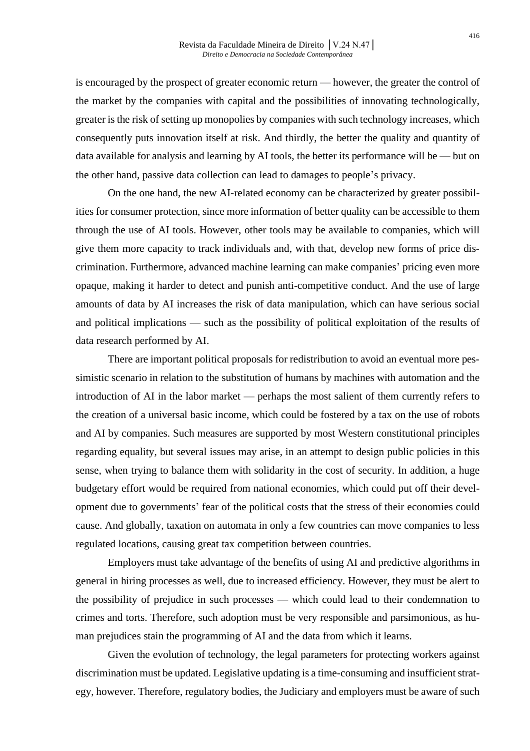is encouraged by the prospect of greater economic return — however, the greater the control of the market by the companies with capital and the possibilities of innovating technologically, greater is the risk of setting up monopolies by companies with such technology increases, which consequently puts innovation itself at risk. And thirdly, the better the quality and quantity of data available for analysis and learning by AI tools, the better its performance will be — but on the other hand, passive data collection can lead to damages to people's privacy.

On the one hand, the new AI-related economy can be characterized by greater possibilities for consumer protection, since more information of better quality can be accessible to them through the use of AI tools. However, other tools may be available to companies, which will give them more capacity to track individuals and, with that, develop new forms of price discrimination. Furthermore, advanced machine learning can make companies' pricing even more opaque, making it harder to detect and punish anti-competitive conduct. And the use of large amounts of data by AI increases the risk of data manipulation, which can have serious social and political implications — such as the possibility of political exploitation of the results of data research performed by AI.

There are important political proposals for redistribution to avoid an eventual more pessimistic scenario in relation to the substitution of humans by machines with automation and the introduction of AI in the labor market — perhaps the most salient of them currently refers to the creation of a universal basic income, which could be fostered by a tax on the use of robots and AI by companies. Such measures are supported by most Western constitutional principles regarding equality, but several issues may arise, in an attempt to design public policies in this sense, when trying to balance them with solidarity in the cost of security. In addition, a huge budgetary effort would be required from national economies, which could put off their development due to governments' fear of the political costs that the stress of their economies could cause. And globally, taxation on automata in only a few countries can move companies to less regulated locations, causing great tax competition between countries.

Employers must take advantage of the benefits of using AI and predictive algorithms in general in hiring processes as well, due to increased efficiency. However, they must be alert to the possibility of prejudice in such processes — which could lead to their condemnation to crimes and torts. Therefore, such adoption must be very responsible and parsimonious, as human prejudices stain the programming of AI and the data from which it learns.

Given the evolution of technology, the legal parameters for protecting workers against discrimination must be updated. Legislative updating is a time-consuming and insufficient strategy, however. Therefore, regulatory bodies, the Judiciary and employers must be aware of such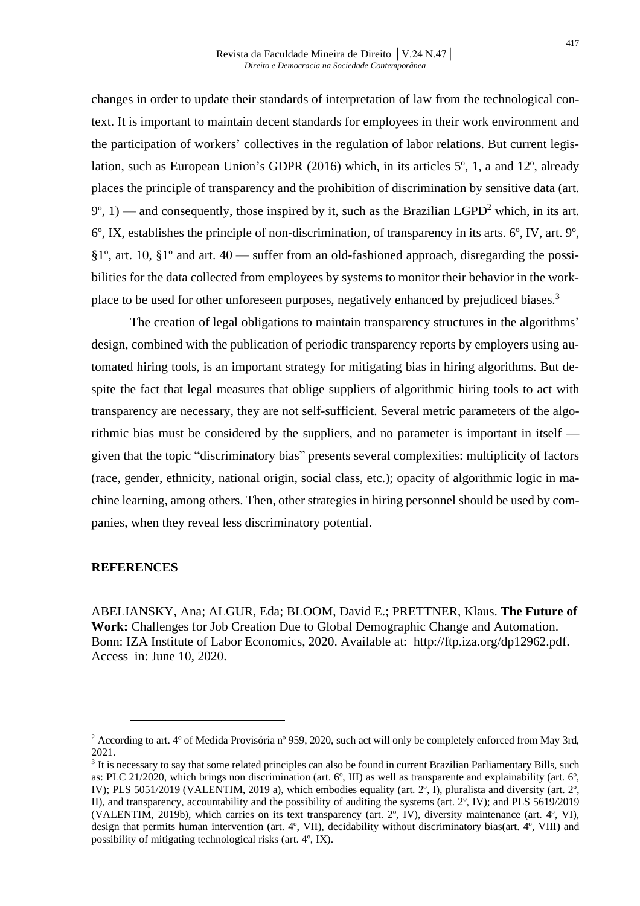changes in order to update their standards of interpretation of law from the technological context. It is important to maintain decent standards for employees in their work environment and the participation of workers' collectives in the regulation of labor relations. But current legislation, such as European Union's GDPR (2016) which, in its articles 5º, 1, a and 12º, already places the principle of transparency and the prohibition of discrimination by sensitive data (art. 9º, 1) — and consequently, those inspired by it, such as the Brazilian LGPD[2] which, in its art. 6º, IX, establishes the principle of non-discrimination, of transparency in its arts. 6º, IV, art. 9º, §1º, art. 10, §1º and art. 40 — suffer from an old-fashioned approach, disregarding the possibilities for the data collected from employees by systems to monitor their behavior in the workplace to be used for other unforeseen purposes, negatively enhanced by prejudiced biases.[3]

The creation of legal obligations to maintain transparency structures in the algorithms' design, combined with the publication of periodic transparency reports by employers using automated hiring tools, is an important strategy for mitigating bias in hiring algorithms. But despite the fact that legal measures that oblige suppliers of algorithmic hiring tools to act with transparency are necessary, they are not self-sufficient. Several metric parameters of the algorithmic bias must be considered by the suppliers, and no parameter is important in itself — given that the topic "discriminatory bias" presents several complexities: multiplicity of factors (race, gender, ethnicity, national origin, social class, etc.); opacity of algorithmic logic in machine learning, among others. Then, other strategies in hiring personnel should be used by companies, when they reveal less discriminatory potential.

## REFERENCES

ABELIANSKY, Ana; ALGUR, Eda; BLOOM, David E.; PRETTNER, Klaus. **The Future of Work:** Challenges for Job Creation Due to Global Demographic Change and Automation. Bonn: IZA Institute of Labor Economics, 2020. Available at: http://ftp.iza.org/dp12962.pdf. Access in: June 10, 2020.

---

[2] According to art. 4º of Medida Provisória nº 959, 2020, such act will only be completely enforced from May 3rd, 2021.

[3] It is necessary to say that some related principles can also be found in current Brazilian Parliamentary Bills, such as: PLC 21/2020, which brings non discrimination (art. 6º, III) as well as transparente and explainability (art. 6º, IV); PLS 5051/2019 (VALENTIM, 2019 a), which embodies equality (art. 2º, I), pluralista and diversity (art. 2º, II), and transparency, accountability and the possibility of auditing the systems (art. 2º, IV); and PLS 5619/2019 (VALENTIM, 2019b), which carries on its text transparency (art. 2º, IV), diversity maintenance (art. 4º, VI), design that permits human intervention (art. 4º, VII), decidability without discriminatory bias(art. 4º, VIII) and possibility of mitigating technological risks (art. 4º, IX).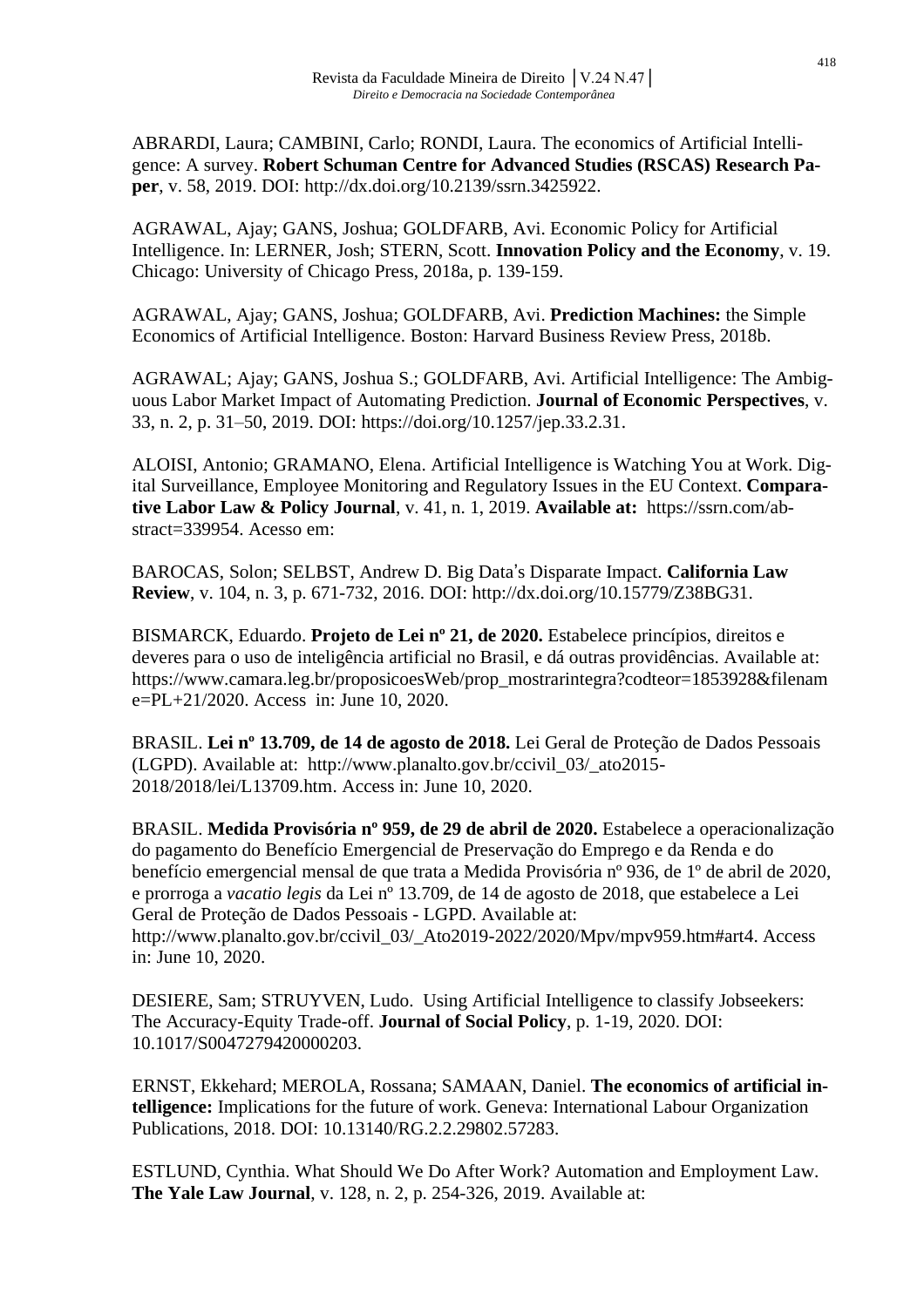ABRARDI, Laura; CAMBINI, Carlo; RONDI, Laura. The economics of Artificial Intelligence: A survey. **Robert Schuman Centre for Advanced Studies (RSCAS) Research Paper**, v. 58, 2019. DOI: http://dx.doi.org/10.2139/ssrn.3425922.

AGRAWAL, Ajay; GANS, Joshua; GOLDFARB, Avi. Economic Policy for Artificial Intelligence. In: LERNER, Josh; STERN, Scott. **Innovation Policy and the Economy**, v. 19. Chicago: University of Chicago Press, 2018a, p. 139-159.

AGRAWAL, Ajay; GANS, Joshua; GOLDFARB, Avi. **Prediction Machines:** the Simple Economics of Artificial Intelligence. Boston: Harvard Business Review Press, 2018b.

AGRAWAL; Ajay; GANS, Joshua S.; GOLDFARB, Avi. Artificial Intelligence: The Ambiguous Labor Market Impact of Automating Prediction. **Journal of Economic Perspectives**, v. 33, n. 2, p. 31–50, 2019. DOI: https://doi.org/10.1257/jep.33.2.31.

ALOISI, Antonio; GRAMANO, Elena. Artificial Intelligence is Watching You at Work. Digital Surveillance, Employee Monitoring and Regulatory Issues in the EU Context. **Comparative Labor Law & Policy Journal**, v. 41, n. 1, 2019. **Available at:** https://ssrn.com/abstract=339954. Acesso em:

BAROCAS, Solon; SELBST, Andrew D. Big Data's Disparate Impact. **California Law Review**, v. 104, n. 3, p. 671-732, 2016. DOI: http://dx.doi.org/10.15779/Z38BG31.

BISMARCK, Eduardo. **Projeto de Lei nº 21, de 2020.** Estabelece princípios, direitos e deveres para o uso de inteligência artificial no Brasil, e dá outras providências. Available at: https://www.camara.leg.br/proposicoesWeb/prop_mostrarintegra?codteor=1853928&filename=PL+21/2020. Access in: June 10, 2020.

BRASIL. **Lei nº 13.709, de 14 de agosto de 2018.** Lei Geral de Proteção de Dados Pessoais (LGPD). Available at: http://www.planalto.gov.br/ccivil_03/_ato2015-2018/2018/lei/L13709.htm. Access in: June 10, 2020.

BRASIL. **Medida Provisória nº 959, de 29 de abril de 2020.** Estabelece a operacionalização do pagamento do Benefício Emergencial de Preservação do Emprego e da Renda e do benefício emergencial mensal de que trata a Medida Provisória nº 936, de 1º de abril de 2020, e prorroga a *vacatio legis* da Lei nº 13.709, de 14 de agosto de 2018, que estabelece a Lei Geral de Proteção de Dados Pessoais - LGPD. Available at: http://www.planalto.gov.br/ccivil_03/_Ato2019-2022/2020/Mpv/mpv959.htm#art4. Access in: June 10, 2020.

DESIERE, Sam; STRUYVEN, Ludo. Using Artificial Intelligence to classify Jobseekers: The Accuracy-Equity Trade-off. **Journal of Social Policy**, p. 1-19, 2020. DOI: 10.1017/S0047279420000203.

ERNST, Ekkehard; MEROLA, Rossana; SAMAAN, Daniel. **The economics of artificial intelligence:** Implications for the future of work. Geneva: International Labour Organization Publications, 2018. DOI: 10.13140/RG.2.2.29802.57283.

ESTLUND, Cynthia. What Should We Do After Work? Automation and Employment Law. **The Yale Law Journal**, v. 128, n. 2, p. 254-326, 2019. Available at: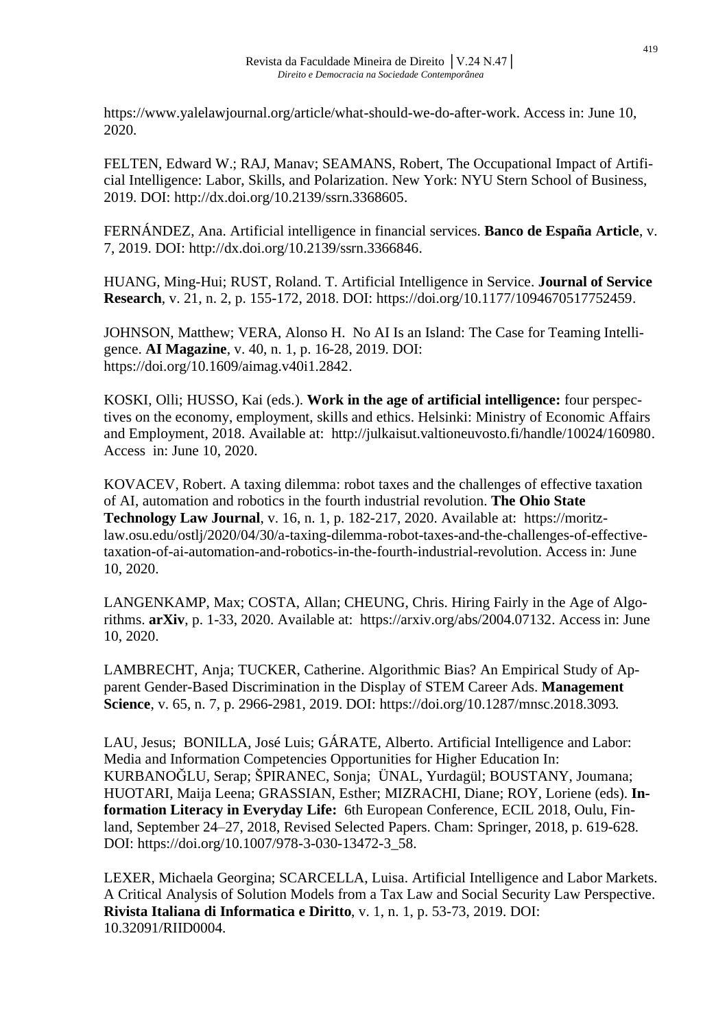https://www.yalelawjournal.org/article/what-should-we-do-after-work. Access in: June 10, 2020.

FELTEN, Edward W.; RAJ, Manav; SEAMANS, Robert, The Occupational Impact of Artificial Intelligence: Labor, Skills, and Polarization. New York: NYU Stern School of Business, 2019. DOI: http://dx.doi.org/10.2139/ssrn.3368605.

FERNÁNDEZ, Ana. Artificial intelligence in financial services. **Banco de España Article**, v. 7, 2019. DOI: http://dx.doi.org/10.2139/ssrn.3366846.

HUANG, Ming-Hui; RUST, Roland. T. Artificial Intelligence in Service. **Journal of Service Research**, v. 21, n. 2, p. 155-172, 2018. DOI: https://doi.org/10.1177/1094670517752459.

JOHNSON, Matthew; VERA, Alonso H. No AI Is an Island: The Case for Teaming Intelligence. **AI Magazine**, v. 40, n. 1, p. 16-28, 2019. DOI: https://doi.org/10.1609/aimag.v40i1.2842.

KOSKI, Olli; HUSSO, Kai (eds.). **Work in the age of artificial intelligence:** four perspectives on the economy, employment, skills and ethics. Helsinki: Ministry of Economic Affairs and Employment, 2018. Available at: http://julkaisut.valtioneuvosto.fi/handle/10024/160980. Access in: June 10, 2020.

KOVACEV, Robert. A taxing dilemma: robot taxes and the challenges of effective taxation of AI, automation and robotics in the fourth industrial revolution. **The Ohio State Technology Law Journal**, v. 16, n. 1, p. 182-217, 2020. Available at: https://moritz-law.osu.edu/ostlj/2020/04/30/a-taxing-dilemma-robot-taxes-and-the-challenges-of-effective-taxation-of-ai-automation-and-robotics-in-the-fourth-industrial-revolution. Access in: June 10, 2020.

LANGENKAMP, Max; COSTA, Allan; CHEUNG, Chris. Hiring Fairly in the Age of Algorithms. **arXiv**, p. 1-33, 2020. Available at: https://arxiv.org/abs/2004.07132. Access in: June 10, 2020.

LAMBRECHT, Anja; TUCKER, Catherine. Algorithmic Bias? An Empirical Study of Apparent Gender-Based Discrimination in the Display of STEM Career Ads. **Management Science**, v. 65, n. 7, p. 2966-2981, 2019. DOI: https://doi.org/10.1287/mnsc.2018.3093.

LAU, Jesus; BONILLA, José Luis; GÁRATE, Alberto. Artificial Intelligence and Labor: Media and Information Competencies Opportunities for Higher Education In: KURBANOĞLU, Serap; ŠPIRANEC, Sonja; ÜNAL, Yurdagül; BOUSTANY, Joumana; HUOTARI, Maija Leena; GRASSIAN, Esther; MIZRACHI, Diane; ROY, Loriene (eds). **Information Literacy in Everyday Life:** 6th European Conference, ECIL 2018, Oulu, Finland, September 24–27, 2018, Revised Selected Papers. Cham: Springer, 2018, p. 619-628. DOI: https://doi.org/10.1007/978-3-030-13472-3_58.

LEXER, Michaela Georgina; SCARCELLA, Luisa. Artificial Intelligence and Labor Markets. A Critical Analysis of Solution Models from a Tax Law and Social Security Law Perspective. **Rivista Italiana di Informatica e Diritto**, v. 1, n. 1, p. 53-73, 2019. DOI: 10.32091/RIID0004.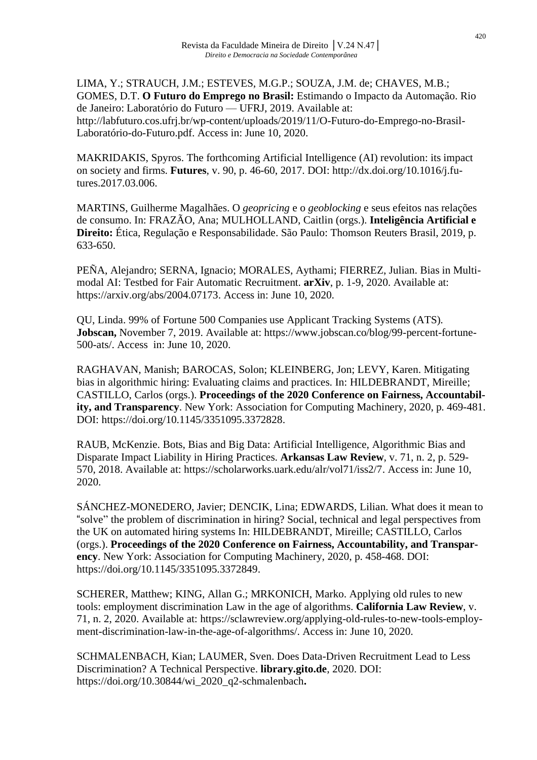LIMA, Y.; STRAUCH, J.M.; ESTEVES, M.G.P.; SOUZA, J.M. de; CHAVES, M.B.; GOMES, D.T. **O Futuro do Emprego no Brasil:** Estimando o Impacto da Automação. Rio de Janeiro: Laboratório do Futuro — UFRJ, 2019. Available at: http://labfuturo.cos.ufrj.br/wp-content/uploads/2019/11/O-Futuro-do-Emprego-no-Brasil-Laboratório-do-Futuro.pdf. Access in: June 10, 2020.

MAKRIDAKIS, Spyros. The forthcoming Artificial Intelligence (AI) revolution: its impact on society and firms. **Futures**, v. 90, p. 46-60, 2017. DOI: http://dx.doi.org/10.1016/j.futures.2017.03.006.

MARTINS, Guilherme Magalhães. O *geopricing* e o *geoblocking* e seus efeitos nas relações de consumo. In: FRAZÃO, Ana; MULHOLLAND, Caitlin (orgs.). **Inteligência Artificial e Direito:** Ética, Regulação e Responsabilidade. São Paulo: Thomson Reuters Brasil, 2019, p. 633-650.

PEÑA, Alejandro; SERNA, Ignacio; MORALES, Aythami; FIERREZ, Julian. Bias in Multimodal AI: Testbed for Fair Automatic Recruitment. **arXiv**, p. 1-9, 2020. Available at: https://arxiv.org/abs/2004.07173. Access in: June 10, 2020.

QU, Linda. 99% of Fortune 500 Companies use Applicant Tracking Systems (ATS). **Jobscan,** November 7, 2019. Available at: https://www.jobscan.co/blog/99-percent-fortune-500-ats/. Access in: June 10, 2020.

RAGHAVAN, Manish; BAROCAS, Solon; KLEINBERG, Jon; LEVY, Karen. Mitigating bias in algorithmic hiring: Evaluating claims and practices. In: HILDEBRANDT, Mireille; CASTILLO, Carlos (orgs.). **Proceedings of the 2020 Conference on Fairness, Accountability, and Transparency**. New York: Association for Computing Machinery, 2020, p. 469-481. DOI: https://doi.org/10.1145/3351095.3372828.

RAUB, McKenzie. Bots, Bias and Big Data: Artificial Intelligence, Algorithmic Bias and Disparate Impact Liability in Hiring Practices. **Arkansas Law Review**, v. 71, n. 2, p. 529-570, 2018. Available at: https://scholarworks.uark.edu/alr/vol71/iss2/7. Access in: June 10, 2020.

SÁNCHEZ-MONEDERO, Javier; DENCIK, Lina; EDWARDS, Lilian. What does it mean to "solve" the problem of discrimination in hiring? Social, technical and legal perspectives from the UK on automated hiring systems In: HILDEBRANDT, Mireille; CASTILLO, Carlos (orgs.). **Proceedings of the 2020 Conference on Fairness, Accountability, and Transparency**. New York: Association for Computing Machinery, 2020, p. 458-468. DOI: https://doi.org/10.1145/3351095.3372849.

SCHERER, Matthew; KING, Allan G.; MRKONICH, Marko. Applying old rules to new tools: employment discrimination Law in the age of algorithms. **California Law Review**, v. 71, n. 2, 2020. Available at: https://sclawreview.org/applying-old-rules-to-new-tools-employment-discrimination-law-in-the-age-of-algorithms/. Access in: June 10, 2020.

SCHMALENBACH, Kian; LAUMER, Sven. Does Data-Driven Recruitment Lead to Less Discrimination? A Technical Perspective. **library.gito.de**, 2020. DOI: https://doi.org/10.30844/wi_2020_q2-schmalenbach**.**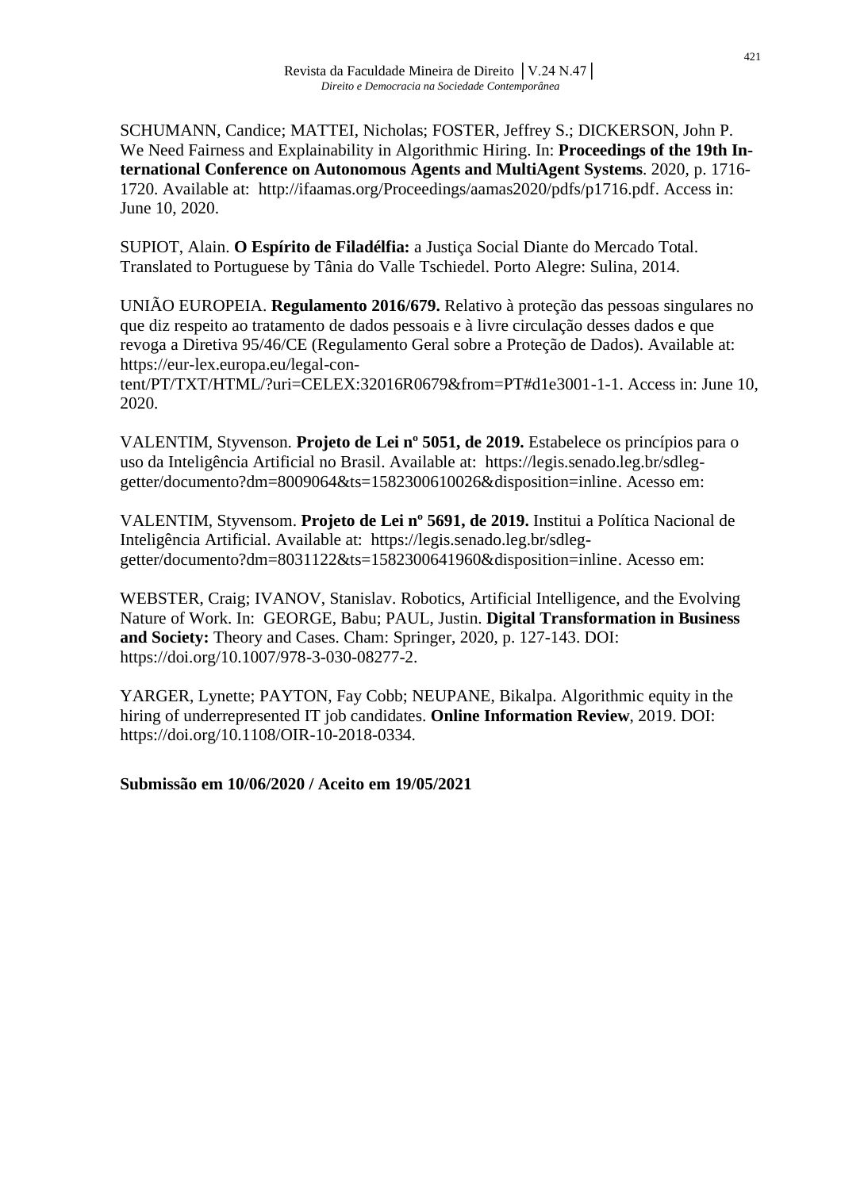SCHUMANN, Candice; MATTEI, Nicholas; FOSTER, Jeffrey S.; DICKERSON, John P. We Need Fairness and Explainability in Algorithmic Hiring. In: **Proceedings of the 19th International Conference on Autonomous Agents and MultiAgent Systems**. 2020, p. 1716-1720. Available at: http://ifaamas.org/Proceedings/aamas2020/pdfs/p1716.pdf. Access in: June 10, 2020.

SUPIOT, Alain. **O Espírito de Filadélfia:** a Justiça Social Diante do Mercado Total. Translated to Portuguese by Tânia do Valle Tschiedel. Porto Alegre: Sulina, 2014.

UNIÃO EUROPEIA. **Regulamento 2016/679.** Relativo à proteção das pessoas singulares no que diz respeito ao tratamento de dados pessoais e à livre circulação desses dados e que revoga a Diretiva 95/46/CE (Regulamento Geral sobre a Proteção de Dados). Available at: https://eur-lex.europa.eu/legal-content/PT/TXT/HTML/?uri=CELEX:32016R0679&from=PT#d1e3001-1-1. Access in: June 10, 2020.

VALENTIM, Styvenson. **Projeto de Lei nº 5051, de 2019.** Estabelece os princípios para o uso da Inteligência Artificial no Brasil. Available at: https://legis.senado.leg.br/sdleg-getter/documento?dm=8009064&ts=1582300610026&disposition=inline. Acesso em:

VALENTIM, Styvensom. **Projeto de Lei nº 5691, de 2019.** Institui a Política Nacional de Inteligência Artificial. Available at: https://legis.senado.leg.br/sdleg-getter/documento?dm=8031122&ts=1582300641960&disposition=inline. Acesso em:

WEBSTER, Craig; IVANOV, Stanislav. Robotics, Artificial Intelligence, and the Evolving Nature of Work. In: GEORGE, Babu; PAUL, Justin. **Digital Transformation in Business and Society:** Theory and Cases. Cham: Springer, 2020, p. 127-143. DOI: https://doi.org/10.1007/978-3-030-08277-2.

YARGER, Lynette; PAYTON, Fay Cobb; NEUPANE, Bikalpa. Algorithmic equity in the hiring of underrepresented IT job candidates. **Online Information Review**, 2019. DOI: https://doi.org/10.1108/OIR-10-2018-0334.

**Submissão em 10/06/2020 / Aceito em 19/05/2021**